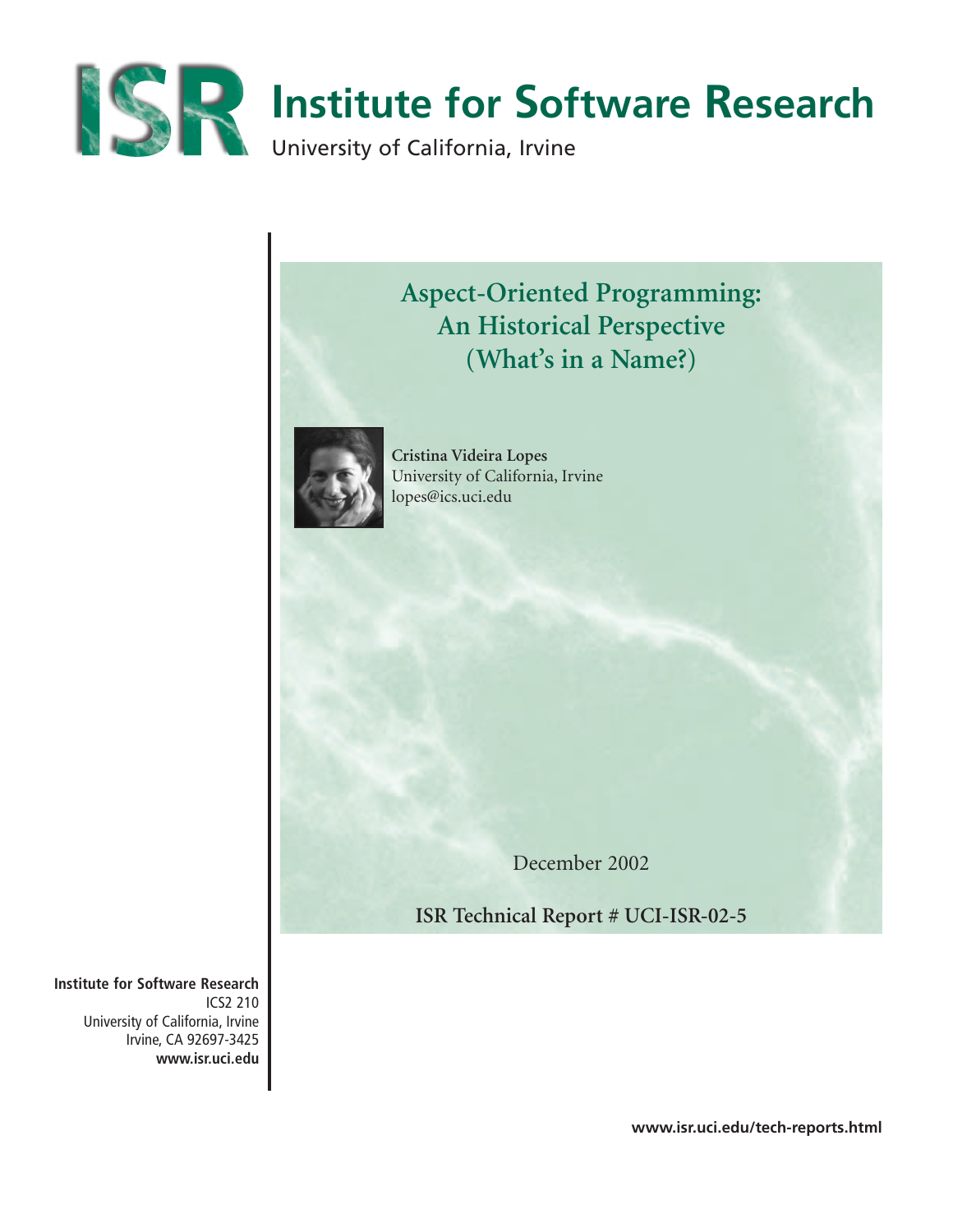# Institute for Software Research

University of California, Irvine

## Aspect-Oriented Programming: An Historical Perspective (What's in a Name?)

**Cristina Videira Lopes**
University of California, Irvine
lopes@ics.uci.edu

December 2002

**ISR Technical Report # UCI-ISR-02-5**

**Institute for Software Research**
ICS2 210
University of California, Irvine
Irvine, CA 92697-3425
**www.isr.uci.edu**

**www.isr.uci.edu/tech-reports.html**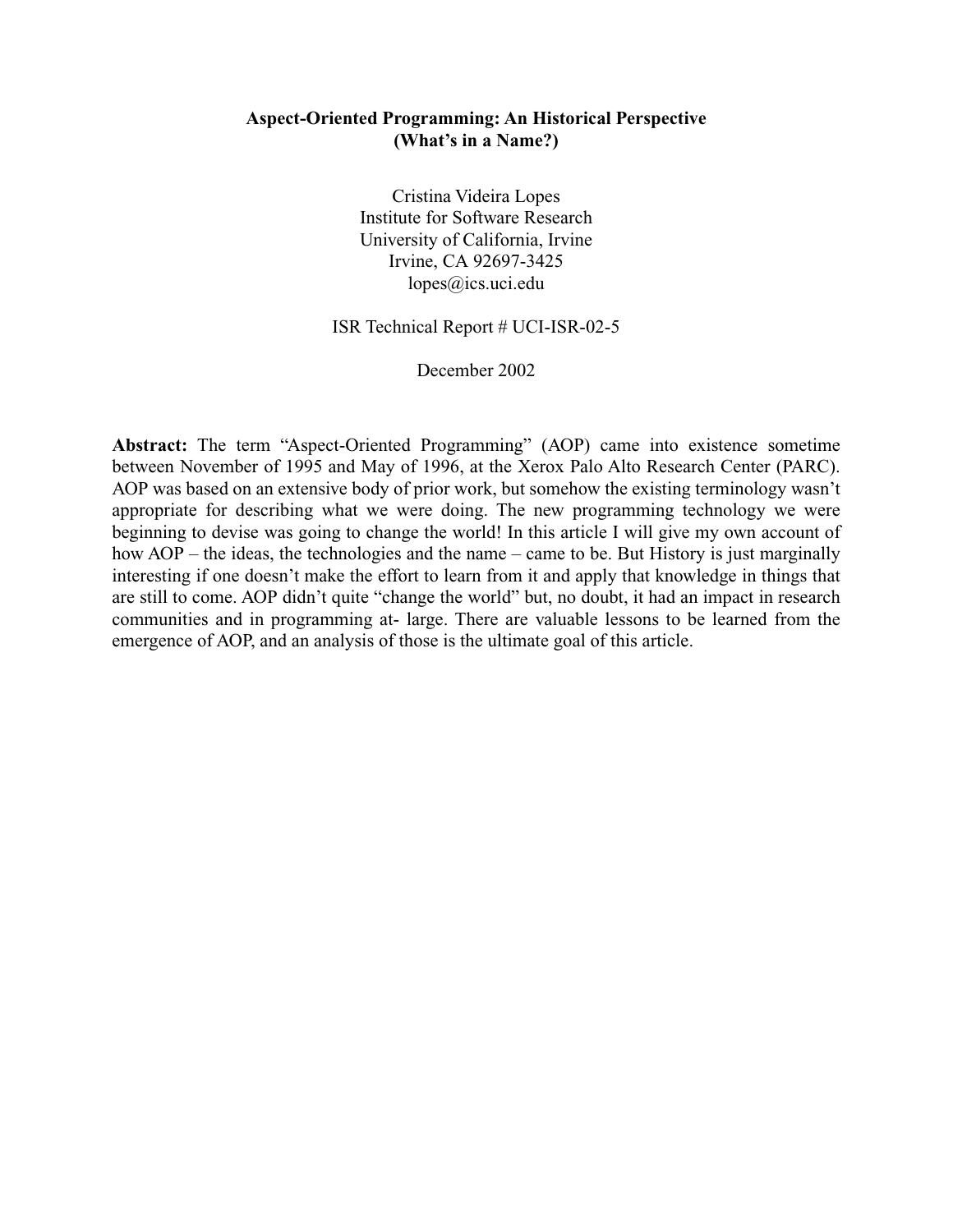**Aspect-Oriented Programming: An Historical Perspective**
**(What's in a Name?)**

Cristina Videira Lopes
Institute for Software Research
University of California, Irvine
Irvine, CA 92697-3425
lopes@ics.uci.edu

ISR Technical Report # UCI-ISR-02-5

December 2002

**Abstract:** The term "Aspect-Oriented Programming" (AOP) came into existence sometime between November of 1995 and May of 1996, at the Xerox Palo Alto Research Center (PARC). AOP was based on an extensive body of prior work, but somehow the existing terminology wasn't appropriate for describing what we were doing. The new programming technology we were beginning to devise was going to change the world! In this article I will give my own account of how AOP – the ideas, the technologies and the name – came to be. But History is just marginally interesting if one doesn't make the effort to learn from it and apply that knowledge in things that are still to come. AOP didn't quite "change the world" but, no doubt, it had an impact in research communities and in programming at- large. There are valuable lessons to be learned from the emergence of AOP, and an analysis of those is the ultimate goal of this article.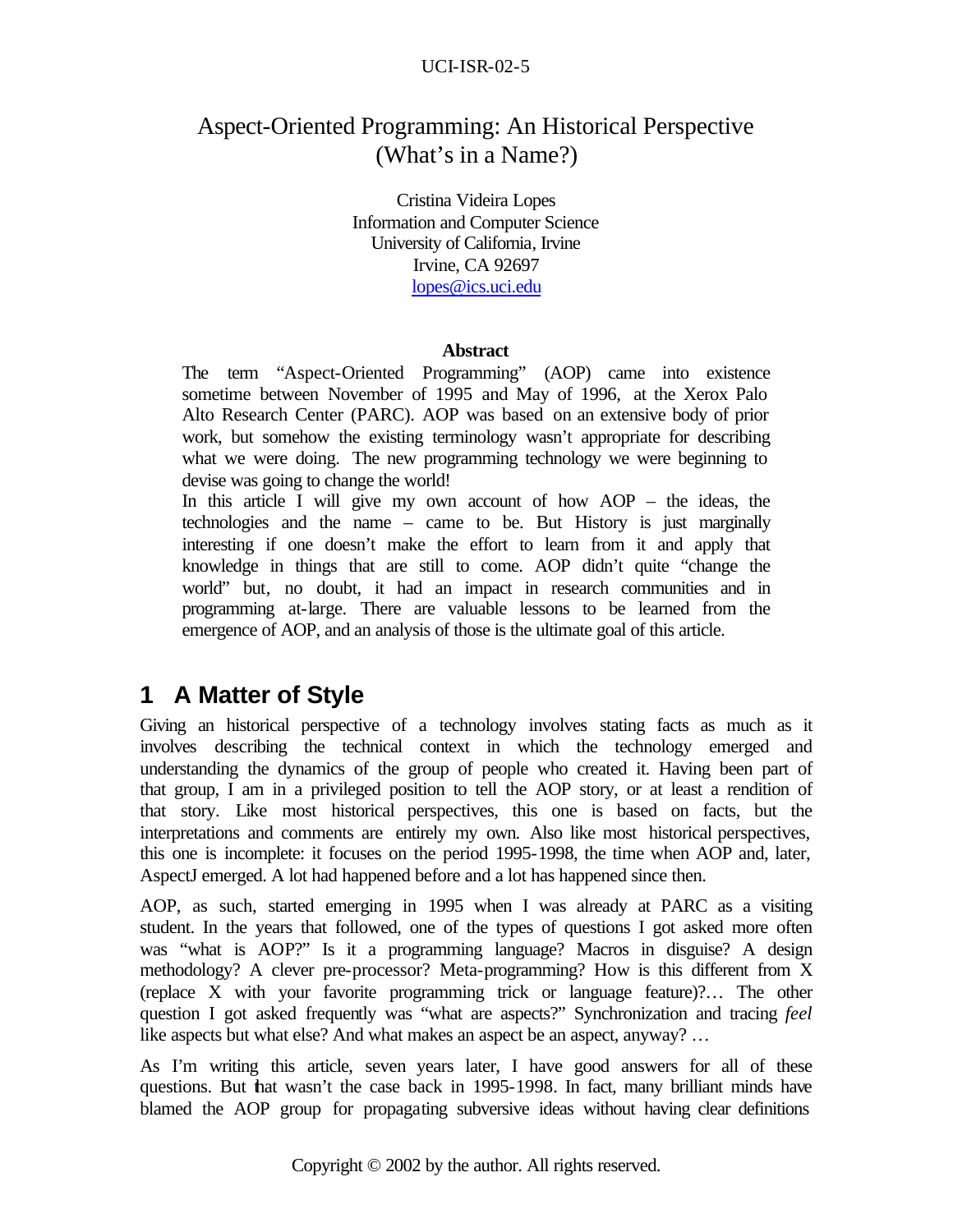UCI-ISR-02-5

# Aspect-Oriented Programming: An Historical Perspective (What's in a Name?)

Cristina Videira Lopes
Information and Computer Science
University of California, Irvine
Irvine, CA 92697
lopes@ics.uci.edu

**Abstract**

The term "Aspect-Oriented Programming" (AOP) came into existence sometime between November of 1995 and May of 1996, at the Xerox Palo Alto Research Center (PARC). AOP was based on an extensive body of prior work, but somehow the existing terminology wasn't appropriate for describing what we were doing. The new programming technology we were beginning to devise was going to change the world!

In this article I will give my own account of how AOP – the ideas, the technologies and the name – came to be. But History is just marginally interesting if one doesn't make the effort to learn from it and apply that knowledge in things that are still to come. AOP didn't quite "change the world" but, no doubt, it had an impact in research communities and in programming at-large. There are valuable lessons to be learned from the emergence of AOP, and an analysis of those is the ultimate goal of this article.

## 1 A Matter of Style

Giving an historical perspective of a technology involves stating facts as much as it involves describing the technical context in which the technology emerged and understanding the dynamics of the group of people who created it. Having been part of that group, I am in a privileged position to tell the AOP story, or at least a rendition of that story. Like most historical perspectives, this one is based on facts, but the interpretations and comments are entirely my own. Also like most historical perspectives, this one is incomplete: it focuses on the period 1995-1998, the time when AOP and, later, AspectJ emerged. A lot had happened before and a lot has happened since then.

AOP, as such, started emerging in 1995 when I was already at PARC as a visiting student. In the years that followed, one of the types of questions I got asked more often was "what is AOP?" Is it a programming language? Macros in disguise? A design methodology? A clever pre-processor? Meta-programming? How is this different from X (replace X with your favorite programming trick or language feature)?… The other question I got asked frequently was "what are aspects?" Synchronization and tracing *feel* like aspects but what else? And what makes an aspect be an aspect, anyway? …

As I'm writing this article, seven years later, I have good answers for all of these questions. But that wasn't the case back in 1995-1998. In fact, many brilliant minds have blamed the AOP group for propagating subversive ideas without having clear definitions

Copyright © 2002 by the author. All rights reserved.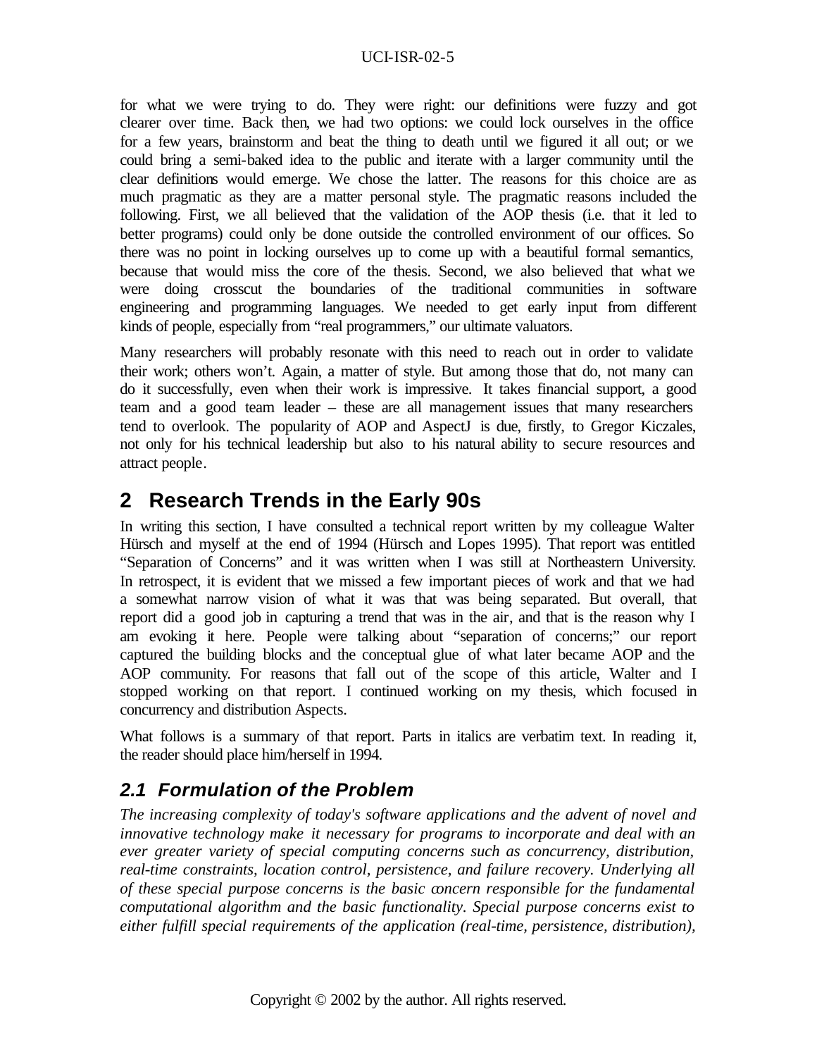for what we were trying to do. They were right: our definitions were fuzzy and got clearer over time. Back then, we had two options: we could lock ourselves in the office for a few years, brainstorm and beat the thing to death until we figured it all out; or we could bring a semi-baked idea to the public and iterate with a larger community until the clear definitions would emerge. We chose the latter. The reasons for this choice are as much pragmatic as they are a matter personal style. The pragmatic reasons included the following. First, we all believed that the validation of the AOP thesis (i.e. that it led to better programs) could only be done outside the controlled environment of our offices. So there was no point in locking ourselves up to come up with a beautiful formal semantics, because that would miss the core of the thesis. Second, we also believed that what we were doing crosscut the boundaries of the traditional communities in software engineering and programming languages. We needed to get early input from different kinds of people, especially from "real programmers," our ultimate valuators.

Many researchers will probably resonate with this need to reach out in order to validate their work; others won't. Again, a matter of style. But among those that do, not many can do it successfully, even when their work is impressive. It takes financial support, a good team and a good team leader – these are all management issues that many researchers tend to overlook. The popularity of AOP and AspectJ is due, firstly, to Gregor Kiczales, not only for his technical leadership but also to his natural ability to secure resources and attract people.

# 2 Research Trends in the Early 90s

In writing this section, I have consulted a technical report written by my colleague Walter Hürsch and myself at the end of 1994 (Hürsch and Lopes 1995). That report was entitled "Separation of Concerns" and it was written when I was still at Northeastern University. In retrospect, it is evident that we missed a few important pieces of work and that we had a somewhat narrow vision of what it was that was being separated. But overall, that report did a good job in capturing a trend that was in the air, and that is the reason why I am evoking it here. People were talking about "separation of concerns;" our report captured the building blocks and the conceptual glue of what later became AOP and the AOP community. For reasons that fall out of the scope of this article, Walter and I stopped working on that report. I continued working on my thesis, which focused in concurrency and distribution Aspects.

What follows is a summary of that report. Parts in italics are verbatim text. In reading it, the reader should place him/herself in 1994.

## 2.1 Formulation of the Problem

*The increasing complexity of today's software applications and the advent of novel and innovative technology make it necessary for programs to incorporate and deal with an ever greater variety of special computing concerns such as concurrency, distribution, real-time constraints, location control, persistence, and failure recovery. Underlying all of these special purpose concerns is the basic concern responsible for the fundamental computational algorithm and the basic functionality. Special purpose concerns exist to either fulfill special requirements of the application (real-time, persistence, distribution),*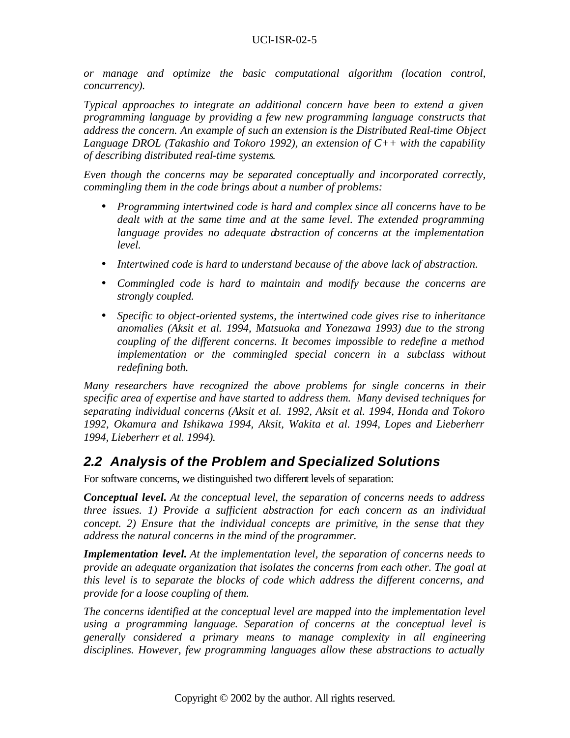*or manage and optimize the basic computational algorithm (location control, concurrency).*

*Typical approaches to integrate an additional concern have been to extend a given programming language by providing a few new programming language constructs that address the concern. An example of such an extension is the Distributed Real-time Object Language DROL (Takashio and Tokoro 1992), an extension of C++ with the capability of describing distributed real-time systems.*

*Even though the concerns may be separated conceptually and incorporated correctly, commingling them in the code brings about a number of problems:*

- *Programming intertwined code is hard and complex since all concerns have to be dealt with at the same time and at the same level. The extended programming language provides no adequate abstraction of concerns at the implementation level.*
- *Intertwined code is hard to understand because of the above lack of abstraction.*
- *Commingled code is hard to maintain and modify because the concerns are strongly coupled.*
- *Specific to object-oriented systems, the intertwined code gives rise to inheritance anomalies (Aksit et al. 1994, Matsuoka and Yonezawa 1993) due to the strong coupling of the different concerns. It becomes impossible to redefine a method implementation or the commingled special concern in a subclass without redefining both.*

*Many researchers have recognized the above problems for single concerns in their specific area of expertise and have started to address them. Many devised techniques for separating individual concerns (Aksit et al. 1992, Aksit et al. 1994, Honda and Tokoro 1992, Okamura and Ishikawa 1994, Aksit, Wakita et al. 1994, Lopes and Lieberherr 1994, Lieberherr et al. 1994).*

## 2.2 Analysis of the Problem and Specialized Solutions

For software concerns, we distinguished two different levels of separation:

***Conceptual level.*** *At the conceptual level, the separation of concerns needs to address three issues. 1) Provide a sufficient abstraction for each concern as an individual concept. 2) Ensure that the individual concepts are primitive, in the sense that they address the natural concerns in the mind of the programmer.*

***Implementation level.*** *At the implementation level, the separation of concerns needs to provide an adequate organization that isolates the concerns from each other. The goal at this level is to separate the blocks of code which address the different concerns, and provide for a loose coupling of them.*

*The concerns identified at the conceptual level are mapped into the implementation level using a programming language. Separation of concerns at the conceptual level is generally considered a primary means to manage complexity in all engineering disciplines. However, few programming languages allow these abstractions to actually*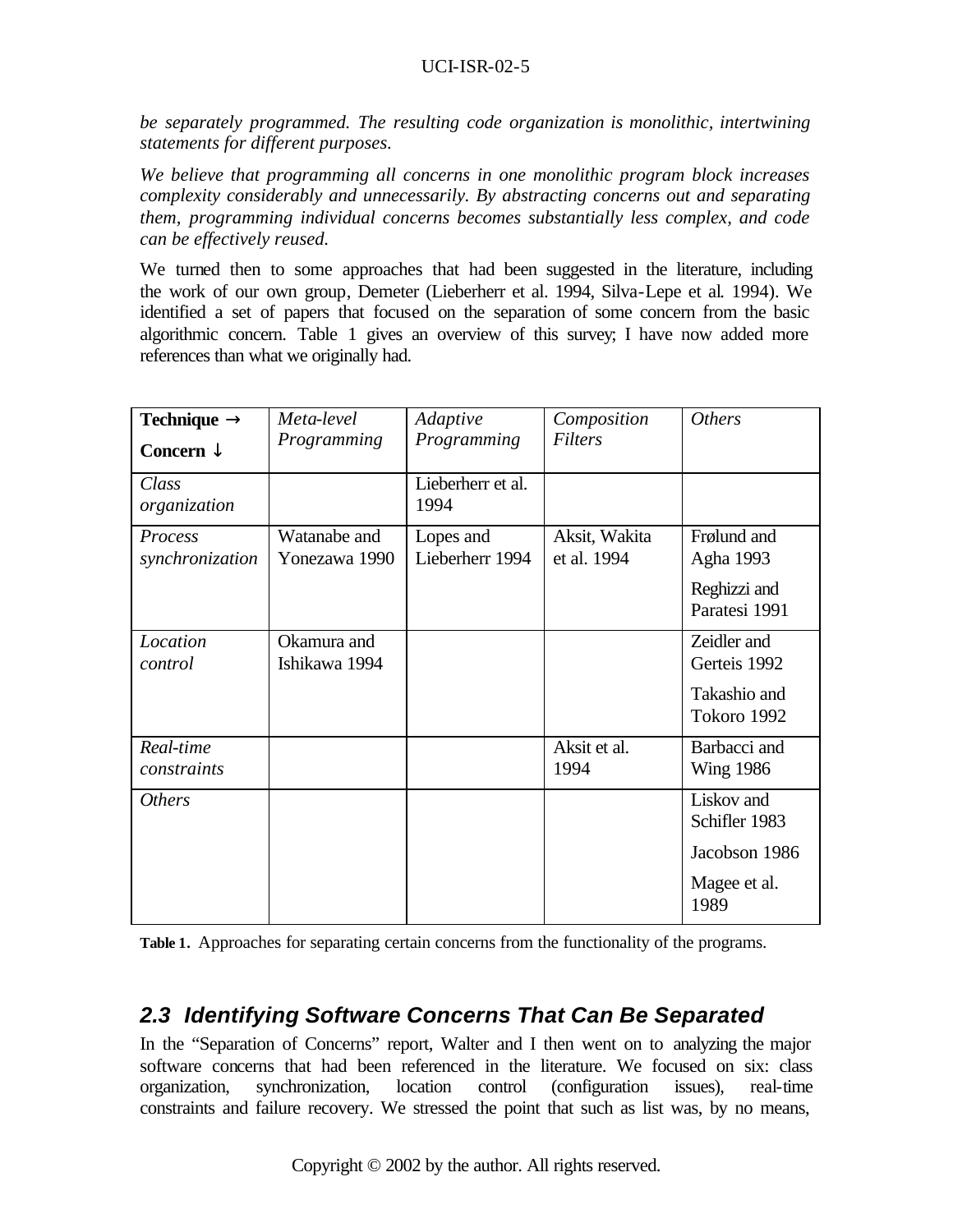*be separately programmed. The resulting code organization is monolithic, intertwining statements for different purposes.*

*We believe that programming all concerns in one monolithic program block increases complexity considerably and unnecessarily. By abstracting concerns out and separating them, programming individual concerns becomes substantially less complex, and code can be effectively reused.*

We turned then to some approaches that had been suggested in the literature, including the work of our own group, Demeter (Lieberherr et al. 1994, Silva-Lepe et al. 1994). We identified a set of papers that focused on the separation of some concern from the basic algorithmic concern. Table 1 gives an overview of this survey; I have now added more references than what we originally had.

| **Technique →** **Concern ↓** | *Meta-level Programming* | *Adaptive Programming* | *Composition Filters* | *Others* |
|---|---|---|---|---|
| *Class organization* | | Lieberherr et al. 1994 | | |
| *Process synchronization* | Watanabe and Yonezawa 1990 | Lopes and Lieberherr 1994 | Aksit, Wakita et al. 1994 | Frølund and Agha 1993; Reghizzi and Paratesi 1991 |
| *Location control* | Okamura and Ishikawa 1994 | | | Zeidler and Gerteis 1992; Takashio and Tokoro 1992 |
| *Real-time constraints* | | | Aksit et al. 1994 | Barbacci and Wing 1986 |
| *Others* | | | | Liskov and Schifler 1983; Jacobson 1986; Magee et al. 1989 |

**Table 1.** Approaches for separating certain concerns from the functionality of the programs.

## *2.3 Identifying Software Concerns That Can Be Separated*

In the "Separation of Concerns" report, Walter and I then went on to analyzing the major software concerns that had been referenced in the literature. We focused on six: class organization, synchronization, location control (configuration issues), real-time constraints and failure recovery. We stressed the point that such as list was, by no means,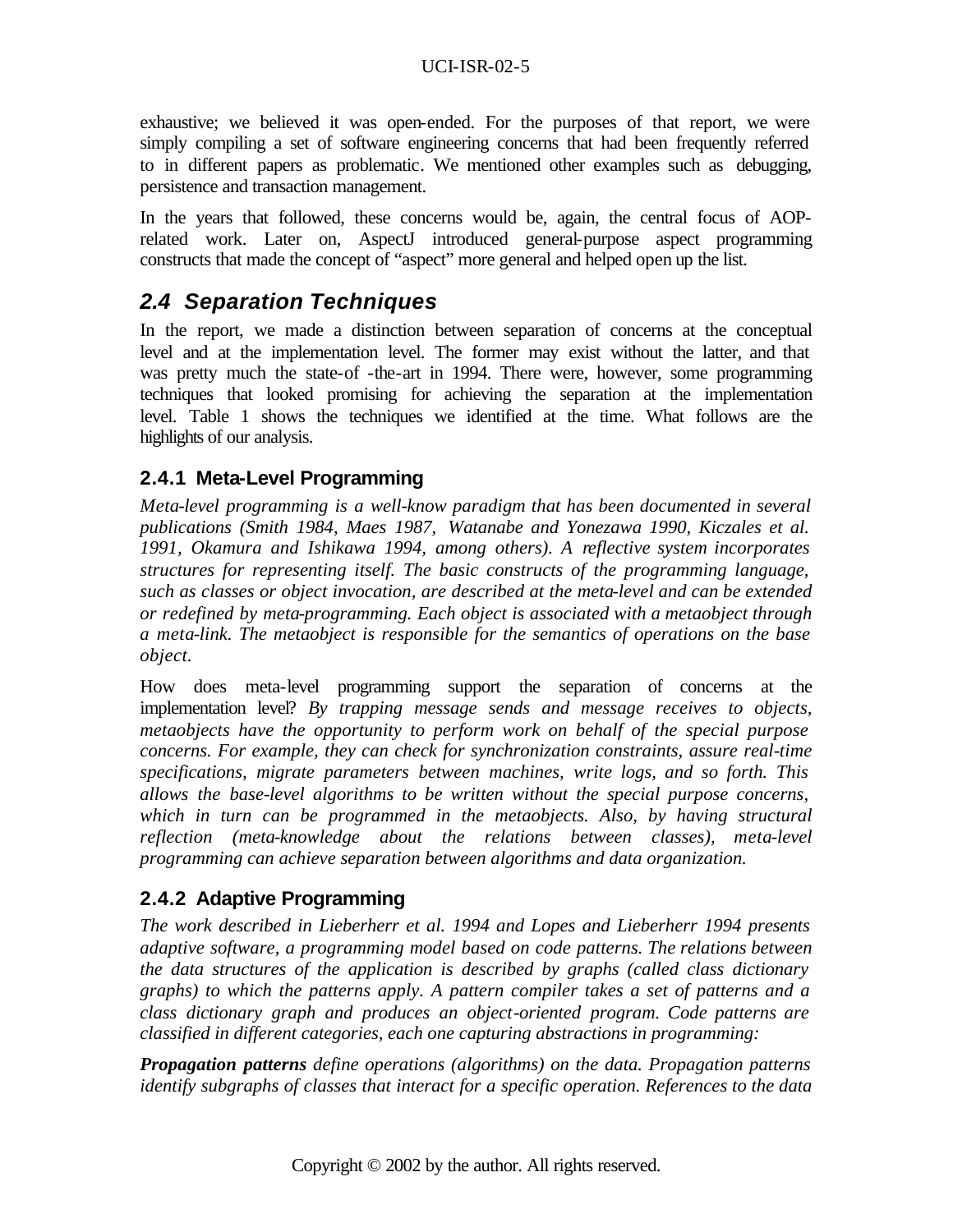exhaustive; we believed it was open-ended. For the purposes of that report, we were simply compiling a set of software engineering concerns that had been frequently referred to in different papers as problematic. We mentioned other examples such as debugging, persistence and transaction management.

In the years that followed, these concerns would be, again, the central focus of AOP-related work. Later on, AspectJ introduced general-purpose aspect programming constructs that made the concept of "aspect" more general and helped open up the list.

## *2.4 Separation Techniques*

In the report, we made a distinction between separation of concerns at the conceptual level and at the implementation level. The former may exist without the latter, and that was pretty much the state-of -the-art in 1994. There were, however, some programming techniques that looked promising for achieving the separation at the implementation level. Table 1 shows the techniques we identified at the time. What follows are the highlights of our analysis.

### 2.4.1 Meta-Level Programming

*Meta-level programming is a well-know paradigm that has been documented in several publications (Smith 1984, Maes 1987, Watanabe and Yonezawa 1990, Kiczales et al. 1991, Okamura and Ishikawa 1994, among others). A reflective system incorporates structures for representing itself. The basic constructs of the programming language, such as classes or object invocation, are described at the meta-level and can be extended or redefined by meta-programming. Each object is associated with a metaobject through a meta-link. The metaobject is responsible for the semantics of operations on the base object.*

How does meta-level programming support the separation of concerns at the implementation level? *By trapping message sends and message receives to objects, metaobjects have the opportunity to perform work on behalf of the special purpose concerns. For example, they can check for synchronization constraints, assure real-time specifications, migrate parameters between machines, write logs, and so forth. This allows the base-level algorithms to be written without the special purpose concerns, which in turn can be programmed in the metaobjects. Also, by having structural reflection (meta-knowledge about the relations between classes), meta-level programming can achieve separation between algorithms and data organization.*

### 2.4.2 Adaptive Programming

*The work described in Lieberherr et al. 1994 and Lopes and Lieberherr 1994 presents adaptive software, a programming model based on code patterns. The relations between the data structures of the application is described by graphs (called class dictionary graphs) to which the patterns apply. A pattern compiler takes a set of patterns and a class dictionary graph and produces an object-oriented program. Code patterns are classified in different categories, each one capturing abstractions in programming:*

***Propagation patterns*** *define operations (algorithms) on the data. Propagation patterns identify subgraphs of classes that interact for a specific operation. References to the data*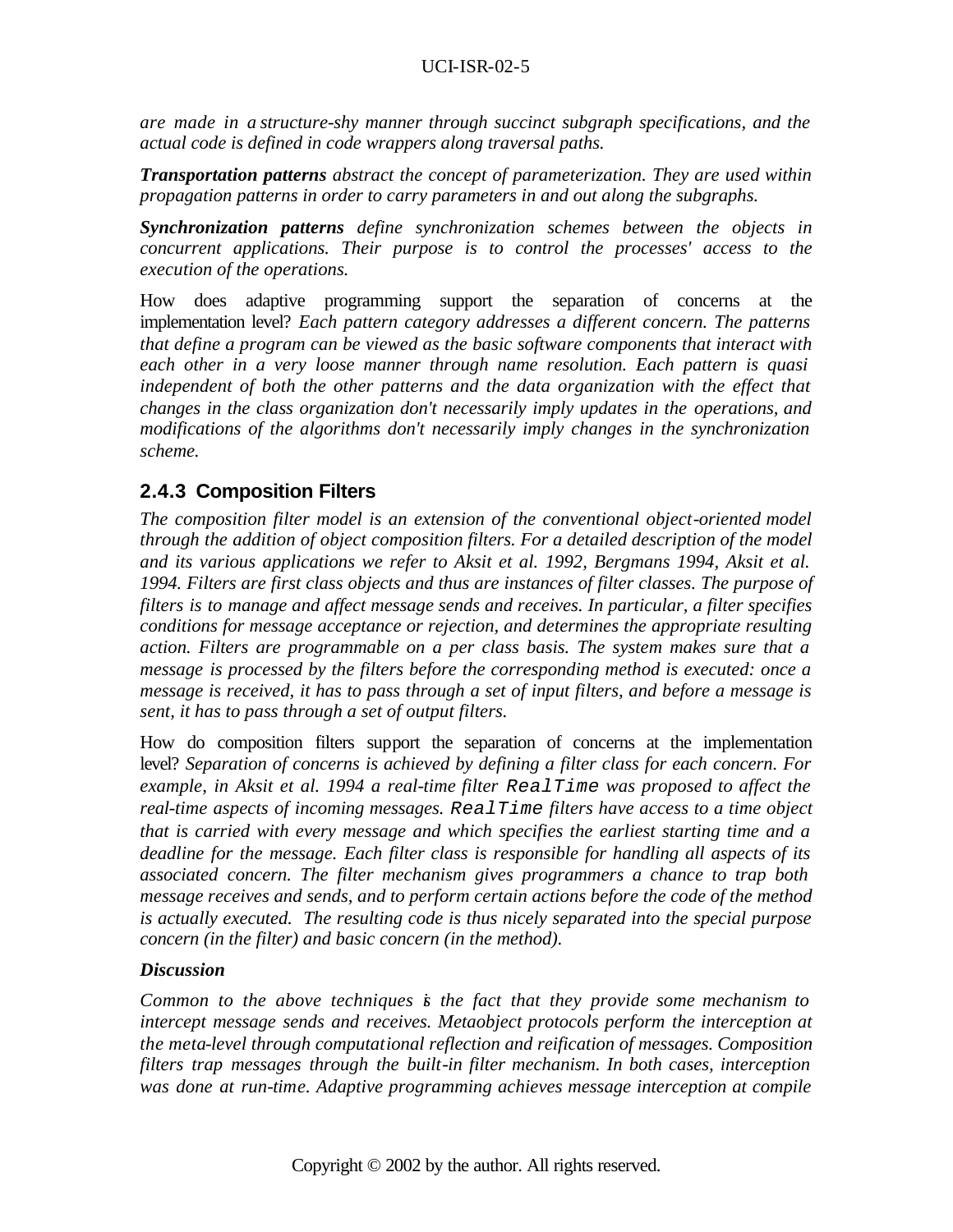*are made in a structure-shy manner through succinct subgraph specifications, and the actual code is defined in code wrappers along traversal paths.*

***Transportation patterns*** *abstract the concept of parameterization. They are used within propagation patterns in order to carry parameters in and out along the subgraphs.*

***Synchronization patterns*** *define synchronization schemes between the objects in concurrent applications. Their purpose is to control the processes' access to the execution of the operations.*

How does adaptive programming support the separation of concerns at the implementation level? *Each pattern category addresses a different concern. The patterns that define a program can be viewed as the basic software components that interact with each other in a very loose manner through name resolution. Each pattern is quasi independent of both the other patterns and the data organization with the effect that changes in the class organization don't necessarily imply updates in the operations, and modifications of the algorithms don't necessarily imply changes in the synchronization scheme.*

### 2.4.3 Composition Filters

*The composition filter model is an extension of the conventional object-oriented model through the addition of object composition filters. For a detailed description of the model and its various applications we refer to Aksit et al. 1992, Bergmans 1994, Aksit et al. 1994. Filters are first class objects and thus are instances of filter classes. The purpose of filters is to manage and affect message sends and receives. In particular, a filter specifies conditions for message acceptance or rejection, and determines the appropriate resulting action. Filters are programmable on a per class basis. The system makes sure that a message is processed by the filters before the corresponding method is executed: once a message is received, it has to pass through a set of input filters, and before a message is sent, it has to pass through a set of output filters.*

How do composition filters support the separation of concerns at the implementation level? *Separation of concerns is achieved by defining a filter class for each concern. For example, in Aksit et al. 1994 a real-time filter* `RealTime` *was proposed to affect the real-time aspects of incoming messages.* `RealTime` *filters have access to a time object that is carried with every message and which specifies the earliest starting time and a deadline for the message. Each filter class is responsible for handling all aspects of its associated concern. The filter mechanism gives programmers a chance to trap both message receives and sends, and to perform certain actions before the code of the method is actually executed. The resulting code is thus nicely separated into the special purpose concern (in the filter) and basic concern (in the method).*

#### *Discussion*

*Common to the above techniques is the fact that they provide some mechanism to intercept message sends and receives. Metaobject protocols perform the interception at the meta-level through computational reflection and reification of messages. Composition filters trap messages through the built-in filter mechanism. In both cases, interception was done at run-time. Adaptive programming achieves message interception at compile*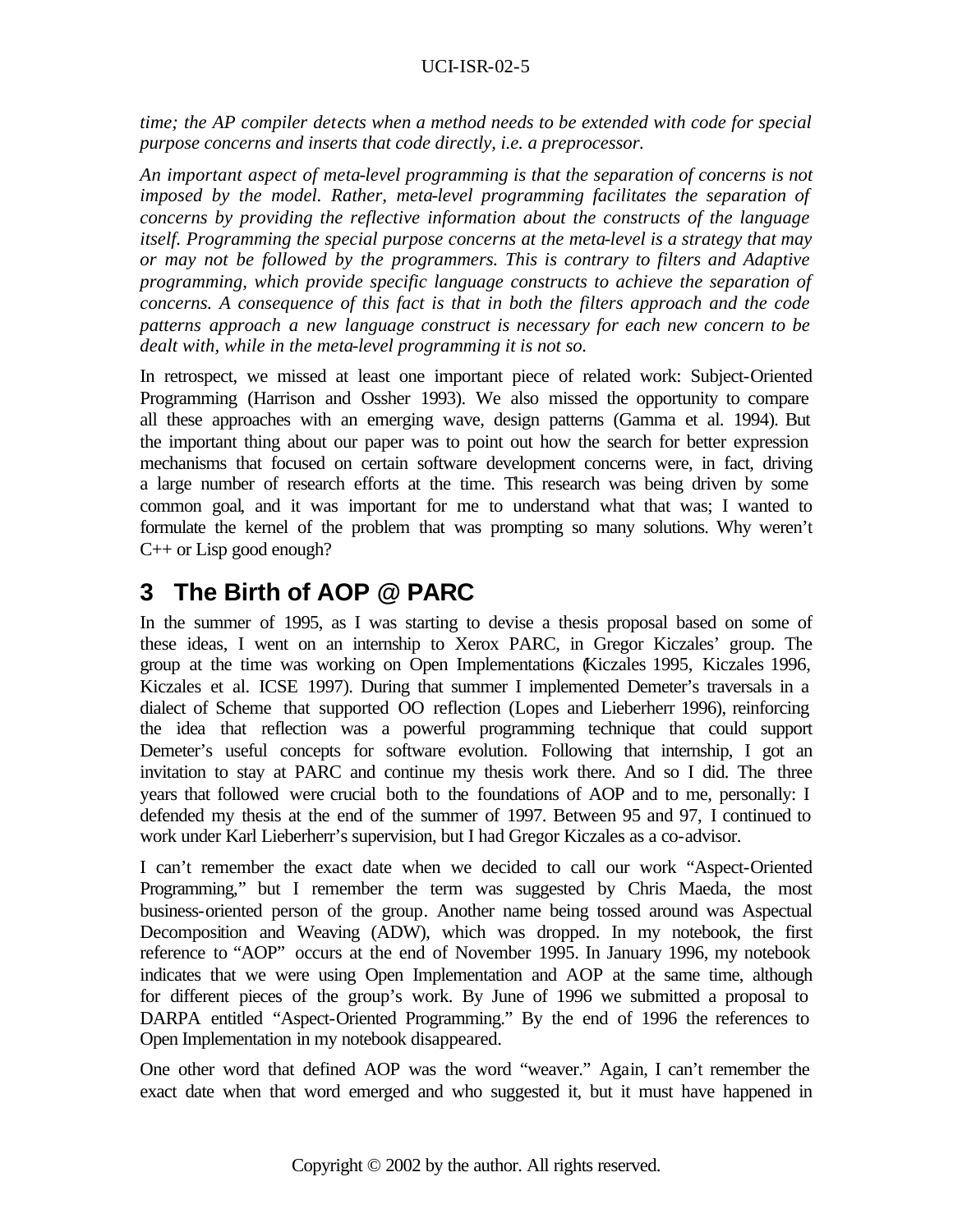*time; the AP compiler detects when a method needs to be extended with code for special purpose concerns and inserts that code directly, i.e. a preprocessor.*

*An important aspect of meta-level programming is that the separation of concerns is not imposed by the model. Rather, meta-level programming facilitates the separation of concerns by providing the reflective information about the constructs of the language itself. Programming the special purpose concerns at the meta-level is a strategy that may or may not be followed by the programmers. This is contrary to filters and Adaptive programming, which provide specific language constructs to achieve the separation of concerns. A consequence of this fact is that in both the filters approach and the code patterns approach a new language construct is necessary for each new concern to be dealt with, while in the meta-level programming it is not so.*

In retrospect, we missed at least one important piece of related work: Subject-Oriented Programming (Harrison and Ossher 1993). We also missed the opportunity to compare all these approaches with an emerging wave, design patterns (Gamma et al. 1994). But the important thing about our paper was to point out how the search for better expression mechanisms that focused on certain software development concerns were, in fact, driving a large number of research efforts at the time. This research was being driven by some common goal, and it was important for me to understand what that was; I wanted to formulate the kernel of the problem that was prompting so many solutions. Why weren't C++ or Lisp good enough?

## 3 The Birth of AOP @ PARC

In the summer of 1995, as I was starting to devise a thesis proposal based on some of these ideas, I went on an internship to Xerox PARC, in Gregor Kiczales' group. The group at the time was working on Open Implementations (Kiczales 1995, Kiczales 1996, Kiczales et al. ICSE 1997). During that summer I implemented Demeter's traversals in a dialect of Scheme that supported OO reflection (Lopes and Lieberherr 1996), reinforcing the idea that reflection was a powerful programming technique that could support Demeter's useful concepts for software evolution. Following that internship, I got an invitation to stay at PARC and continue my thesis work there. And so I did. The three years that followed were crucial both to the foundations of AOP and to me, personally: I defended my thesis at the end of the summer of 1997. Between 95 and 97, I continued to work under Karl Lieberherr's supervision, but I had Gregor Kiczales as a co-advisor.

I can't remember the exact date when we decided to call our work "Aspect-Oriented Programming," but I remember the term was suggested by Chris Maeda, the most business-oriented person of the group. Another name being tossed around was Aspectual Decomposition and Weaving (ADW), which was dropped. In my notebook, the first reference to "AOP" occurs at the end of November 1995. In January 1996, my notebook indicates that we were using Open Implementation and AOP at the same time, although for different pieces of the group's work. By June of 1996 we submitted a proposal to DARPA entitled "Aspect-Oriented Programming." By the end of 1996 the references to Open Implementation in my notebook disappeared.

One other word that defined AOP was the word "weaver." Again, I can't remember the exact date when that word emerged and who suggested it, but it must have happened in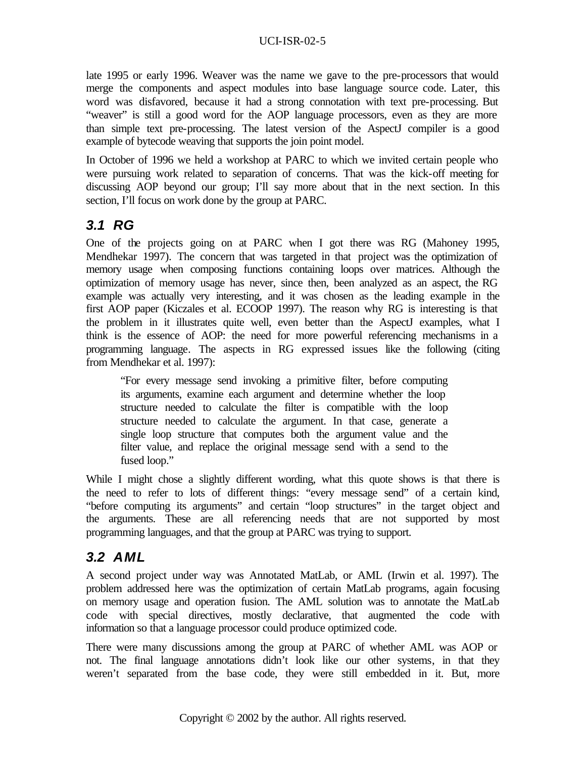late 1995 or early 1996. Weaver was the name we gave to the pre-processors that would merge the components and aspect modules into base language source code. Later, this word was disfavored, because it had a strong connotation with text pre-processing. But "weaver" is still a good word for the AOP language processors, even as they are more than simple text pre-processing. The latest version of the AspectJ compiler is a good example of bytecode weaving that supports the join point model.

In October of 1996 we held a workshop at PARC to which we invited certain people who were pursuing work related to separation of concerns. That was the kick-off meeting for discussing AOP beyond our group; I'll say more about that in the next section. In this section, I'll focus on work done by the group at PARC.

### 3.1 RG

One of the projects going on at PARC when I got there was RG (Mahoney 1995, Mendhekar 1997). The concern that was targeted in that project was the optimization of memory usage when composing functions containing loops over matrices. Although the optimization of memory usage has never, since then, been analyzed as an aspect, the RG example was actually very interesting, and it was chosen as the leading example in the first AOP paper (Kiczales et al. ECOOP 1997). The reason why RG is interesting is that the problem in it illustrates quite well, even better than the AspectJ examples, what I think is the essence of AOP: the need for more powerful referencing mechanisms in a programming language. The aspects in RG expressed issues like the following (citing from Mendhekar et al. 1997):

> "For every message send invoking a primitive filter, before computing its arguments, examine each argument and determine whether the loop structure needed to calculate the filter is compatible with the loop structure needed to calculate the argument. In that case, generate a single loop structure that computes both the argument value and the filter value, and replace the original message send with a send to the fused loop."

While I might chose a slightly different wording, what this quote shows is that there is the need to refer to lots of different things: "every message send" of a certain kind, "before computing its arguments" and certain "loop structures" in the target object and the arguments. These are all referencing needs that are not supported by most programming languages, and that the group at PARC was trying to support.

### 3.2 AML

A second project under way was Annotated MatLab, or AML (Irwin et al. 1997). The problem addressed here was the optimization of certain MatLab programs, again focusing on memory usage and operation fusion. The AML solution was to annotate the MatLab code with special directives, mostly declarative, that augmented the code with information so that a language processor could produce optimized code.

There were many discussions among the group at PARC of whether AML was AOP or not. The final language annotations didn't look like our other systems, in that they weren't separated from the base code, they were still embedded in it. But, more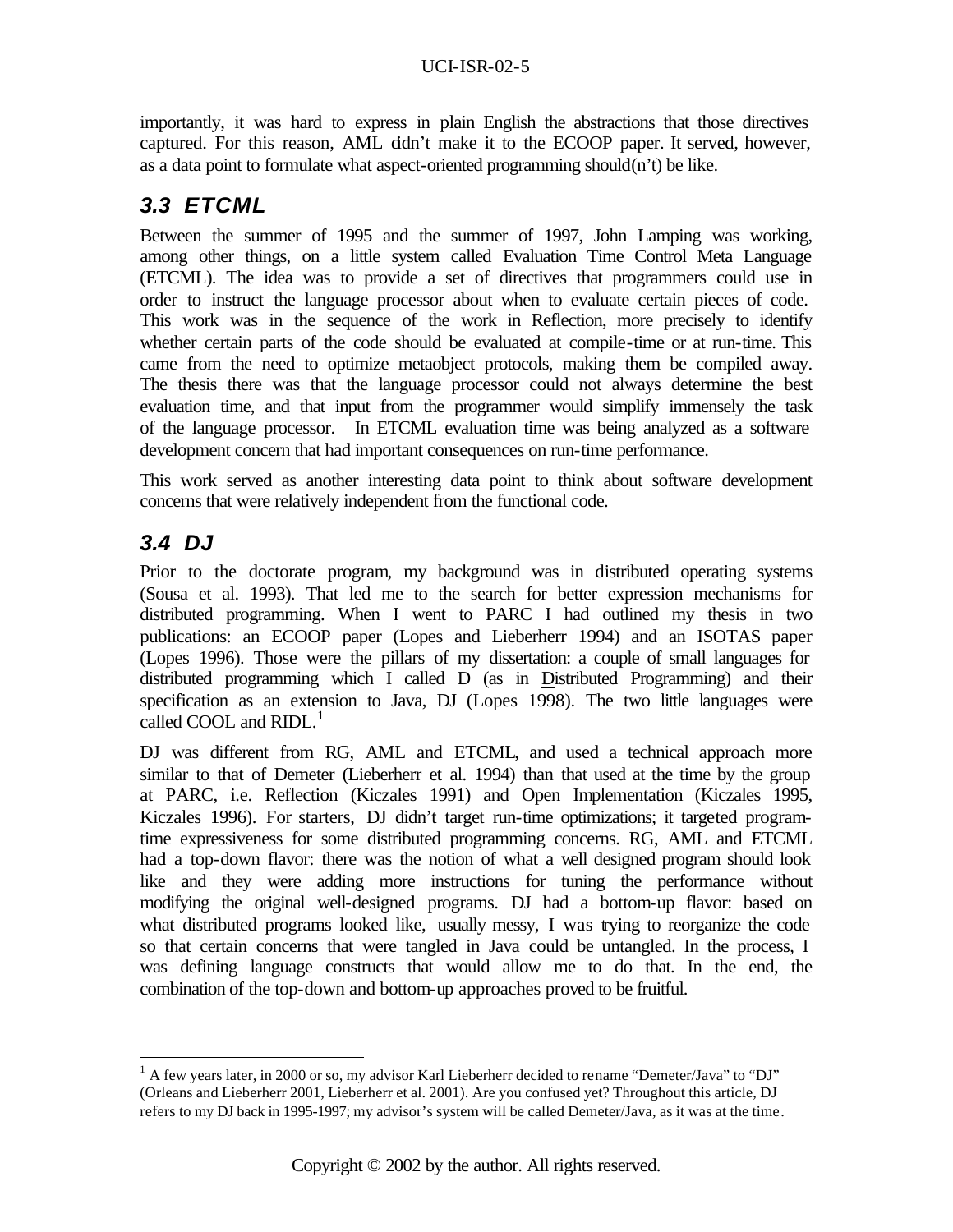importantly, it was hard to express in plain English the abstractions that those directives captured. For this reason, AML didn't make it to the ECOOP paper. It served, however, as a data point to formulate what aspect-oriented programming should(n't) be like.

## 3.3 ETCML

Between the summer of 1995 and the summer of 1997, John Lamping was working, among other things, on a little system called Evaluation Time Control Meta Language (ETCML). The idea was to provide a set of directives that programmers could use in order to instruct the language processor about when to evaluate certain pieces of code. This work was in the sequence of the work in Reflection, more precisely to identify whether certain parts of the code should be evaluated at compile-time or at run-time. This came from the need to optimize metaobject protocols, making them be compiled away. The thesis there was that the language processor could not always determine the best evaluation time, and that input from the programmer would simplify immensely the task of the language processor. In ETCML evaluation time was being analyzed as a software development concern that had important consequences on run-time performance.

This work served as another interesting data point to think about software development concerns that were relatively independent from the functional code.

## 3.4 DJ

Prior to the doctorate program, my background was in distributed operating systems (Sousa et al. 1993). That led me to the search for better expression mechanisms for distributed programming. When I went to PARC I had outlined my thesis in two publications: an ECOOP paper (Lopes and Lieberherr 1994) and an ISOTAS paper (Lopes 1996). Those were the pillars of my dissertation: a couple of small languages for distributed programming which I called D (as in Distributed Programming) and their specification as an extension to Java, DJ (Lopes 1998). The two little languages were called COOL and RIDL.[1]

DJ was different from RG, AML and ETCML, and used a technical approach more similar to that of Demeter (Lieberherr et al. 1994) than that used at the time by the group at PARC, i.e. Reflection (Kiczales 1991) and Open Implementation (Kiczales 1995, Kiczales 1996). For starters, DJ didn't target run-time optimizations; it targeted program-time expressiveness for some distributed programming concerns. RG, AML and ETCML had a top-down flavor: there was the notion of what a well designed program should look like and they were adding more instructions for tuning the performance without modifying the original well-designed programs. DJ had a bottom-up flavor: based on what distributed programs looked like, usually messy, I was trying to reorganize the code so that certain concerns that were tangled in Java could be untangled. In the process, I was defining language constructs that would allow me to do that. In the end, the combination of the top-down and bottom-up approaches proved to be fruitful.

---

[1] A few years later, in 2000 or so, my advisor Karl Lieberherr decided to rename "Demeter/Java" to "DJ" (Orleans and Lieberherr 2001, Lieberherr et al. 2001). Are you confused yet? Throughout this article, DJ refers to my DJ back in 1995-1997; my advisor's system will be called Demeter/Java, as it was at the time.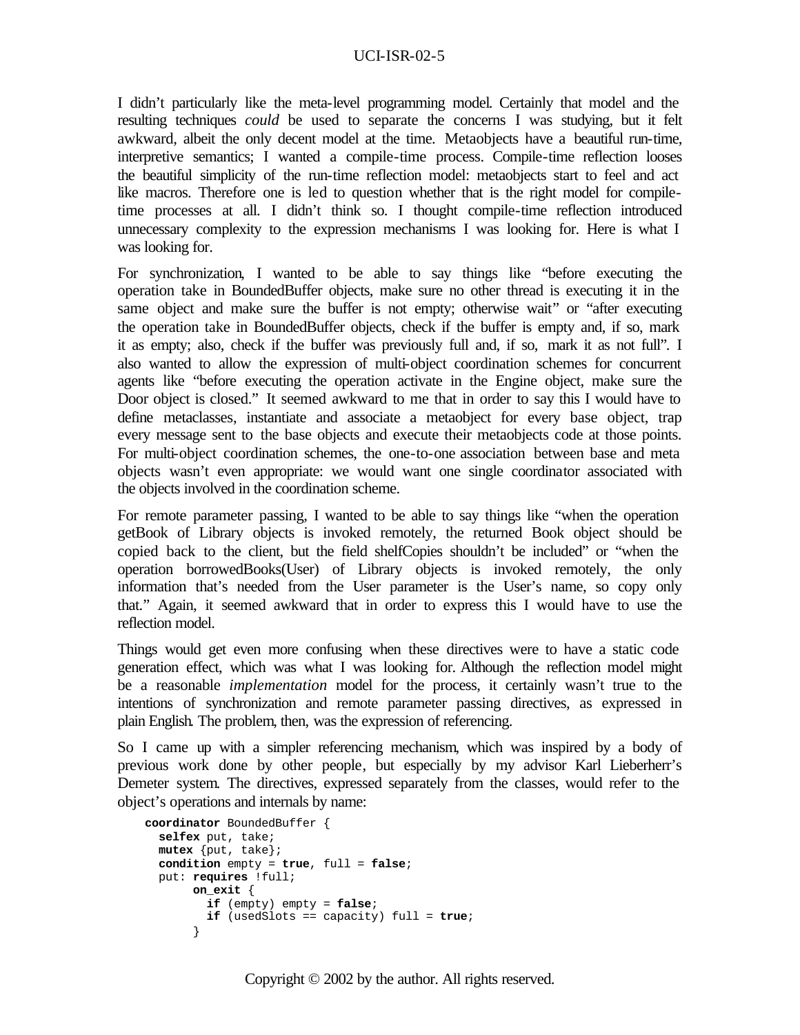I didn't particularly like the meta-level programming model. Certainly that model and the resulting techniques *could* be used to separate the concerns I was studying, but it felt awkward, albeit the only decent model at the time. Metaobjects have a beautiful run-time, interpretive semantics; I wanted a compile-time process. Compile-time reflection looses the beautiful simplicity of the run-time reflection model: metaobjects start to feel and act like macros. Therefore one is led to question whether that is the right model for compile-time processes at all. I didn't think so. I thought compile-time reflection introduced unnecessary complexity to the expression mechanisms I was looking for. Here is what I was looking for.

For synchronization, I wanted to be able to say things like "before executing the operation take in BoundedBuffer objects, make sure no other thread is executing it in the same object and make sure the buffer is not empty; otherwise wait" or "after executing the operation take in BoundedBuffer objects, check if the buffer is empty and, if so, mark it as empty; also, check if the buffer was previously full and, if so, mark it as not full". I also wanted to allow the expression of multi-object coordination schemes for concurrent agents like "before executing the operation activate in the Engine object, make sure the Door object is closed." It seemed awkward to me that in order to say this I would have to define metaclasses, instantiate and associate a metaobject for every base object, trap every message sent to the base objects and execute their metaobjects code at those points. For multi-object coordination schemes, the one-to-one association between base and meta objects wasn't even appropriate: we would want one single coordinator associated with the objects involved in the coordination scheme.

For remote parameter passing, I wanted to be able to say things like "when the operation getBook of Library objects is invoked remotely, the returned Book object should be copied back to the client, but the field shelfCopies shouldn't be included" or "when the operation borrowedBooks(User) of Library objects is invoked remotely, the only information that's needed from the User parameter is the User's name, so copy only that." Again, it seemed awkward that in order to express this I would have to use the reflection model.

Things would get even more confusing when these directives were to have a static code generation effect, which was what I was looking for. Although the reflection model might be a reasonable *implementation* model for the process, it certainly wasn't true to the intentions of synchronization and remote parameter passing directives, as expressed in plain English. The problem, then, was the expression of referencing.

So I came up with a simpler referencing mechanism, which was inspired by a body of previous work done by other people, but especially by my advisor Karl Lieberherr's Demeter system. The directives, expressed separately from the classes, would refer to the object's operations and internals by name:

```
coordinator BoundedBuffer {
  selfex put, take;
  mutex {put, take};
  condition empty = true, full = false;
  put: requires !full;
       on_exit {
         if (empty) empty = false;
         if (usedSlots == capacity) full = true;
       }
```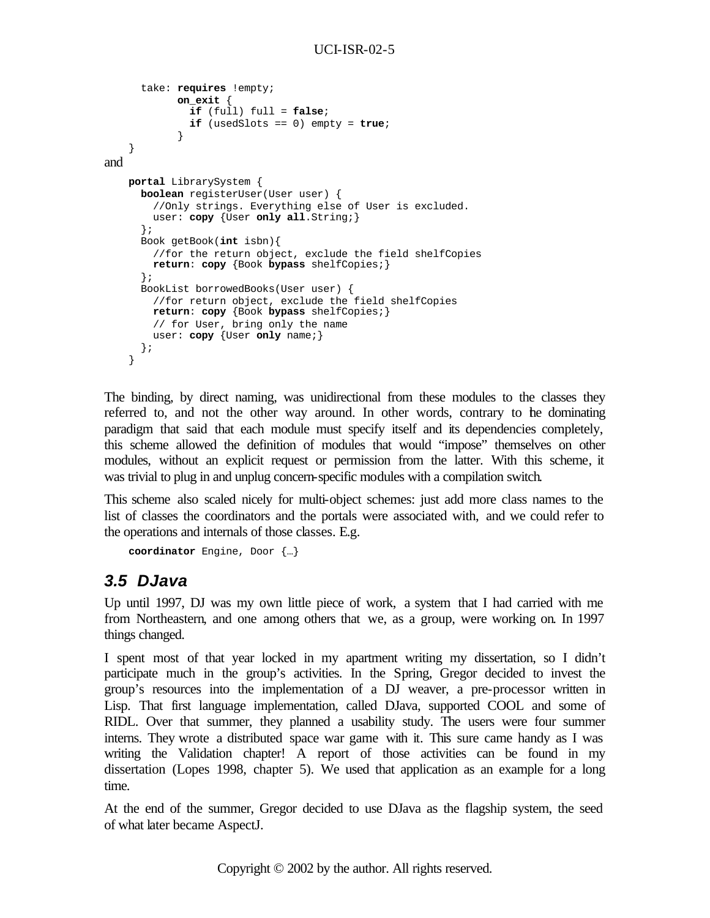```
  take: requires !empty;
        on_exit {
          if (full) full = false;
          if (usedSlots == 0) empty = true;
        }
}
```

and

```
portal LibrarySystem {
  boolean registerUser(User user) {
    //Only strings. Everything else of User is excluded.
    user: copy {User only all.String;}
  };
  Book getBook(int isbn){
    //for the return object, exclude the field shelfCopies
    return: copy {Book bypass shelfCopies;}
  };
  BookList borrowedBooks(User user) {
    //for return object, exclude the field shelfCopies
    return: copy {Book bypass shelfCopies;}
    // for User, bring only the name
    user: copy {User only name;}
  };
}
```

The binding, by direct naming, was unidirectional from these modules to the classes they referred to, and not the other way around. In other words, contrary to the dominating paradigm that said that each module must specify itself and its dependencies completely, this scheme allowed the definition of modules that would "impose" themselves on other modules, without an explicit request or permission from the latter. With this scheme, it was trivial to plug in and unplug concern-specific modules with a compilation switch.

This scheme also scaled nicely for multi-object schemes: just add more class names to the list of classes the coordinators and the portals were associated with, and we could refer to the operations and internals of those classes. E.g.

```
coordinator Engine, Door {…}
```

## 3.5 DJava

Up until 1997, DJ was my own little piece of work, a system that I had carried with me from Northeastern, and one among others that we, as a group, were working on. In 1997 things changed.

I spent most of that year locked in my apartment writing my dissertation, so I didn't participate much in the group's activities. In the Spring, Gregor decided to invest the group's resources into the implementation of a DJ weaver, a pre-processor written in Lisp. That first language implementation, called DJava, supported COOL and some of RIDL. Over that summer, they planned a usability study. The users were four summer interns. They wrote a distributed space war game with it. This sure came handy as I was writing the Validation chapter! A report of those activities can be found in my dissertation (Lopes 1998, chapter 5). We used that application as an example for a long time.

At the end of the summer, Gregor decided to use DJava as the flagship system, the seed of what later became AspectJ.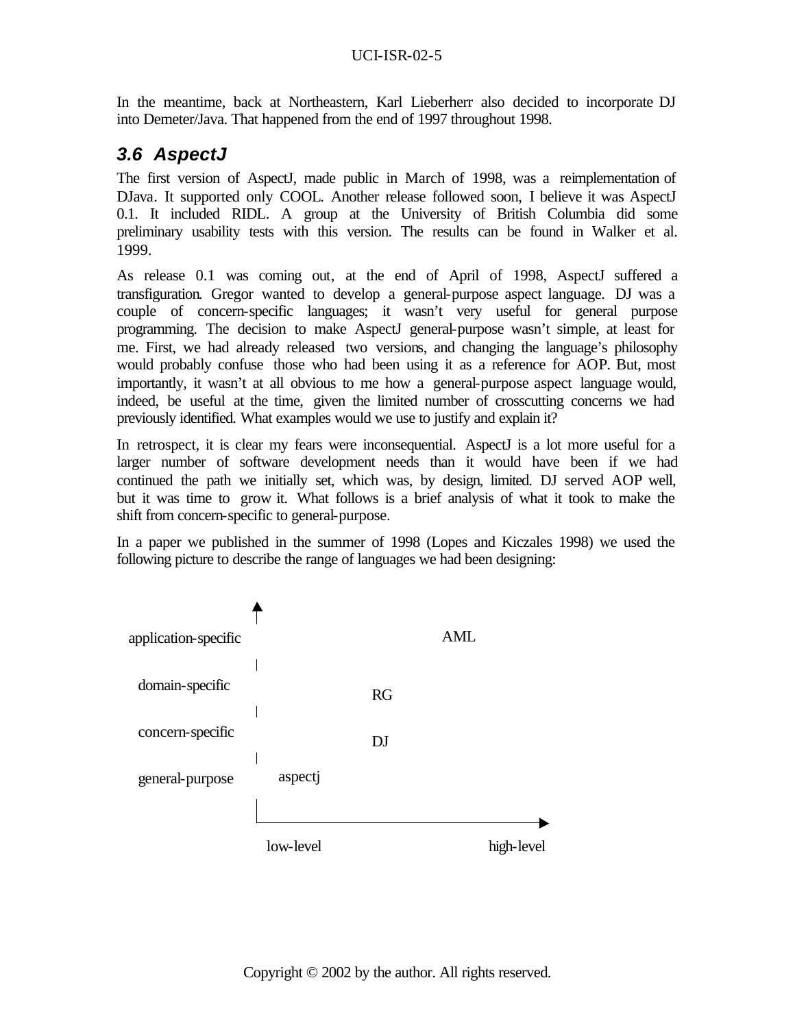In the meantime, back at Northeastern, Karl Lieberherr also decided to incorporate DJ into Demeter/Java. That happened from the end of 1997 throughout 1998.

### 3.6 AspectJ

The first version of AspectJ, made public in March of 1998, was a reimplementation of DJava. It supported only COOL. Another release followed soon, I believe it was AspectJ 0.1. It included RIDL. A group at the University of British Columbia did some preliminary usability tests with this version. The results can be found in Walker et al. 1999.

As release 0.1 was coming out, at the end of April of 1998, AspectJ suffered a transfiguration. Gregor wanted to develop a general-purpose aspect language. DJ was a couple of concern-specific languages; it wasn't very useful for general purpose programming. The decision to make AspectJ general-purpose wasn't simple, at least for me. First, we had already released two versions, and changing the language's philosophy would probably confuse those who had been using it as a reference for AOP. But, most importantly, it wasn't at all obvious to me how a general-purpose aspect language would, indeed, be useful at the time, given the limited number of crosscutting concerns we had previously identified. What examples would we use to justify and explain it?

In retrospect, it is clear my fears were inconsequential. AspectJ is a lot more useful for a larger number of software development needs than it would have been if we had continued the path we initially set, which was, by design, limited. DJ served AOP well, but it was time to grow it. What follows is a brief analysis of what it took to make the shift from concern-specific to general-purpose.

In a paper we published in the summer of 1998 (Lopes and Kiczales 1998) we used the following picture to describe the range of languages we had been designing:

application-specific
domain-specific
concern-specific
general-purpose
AML
RG
DJ
aspectj
low-level
high-level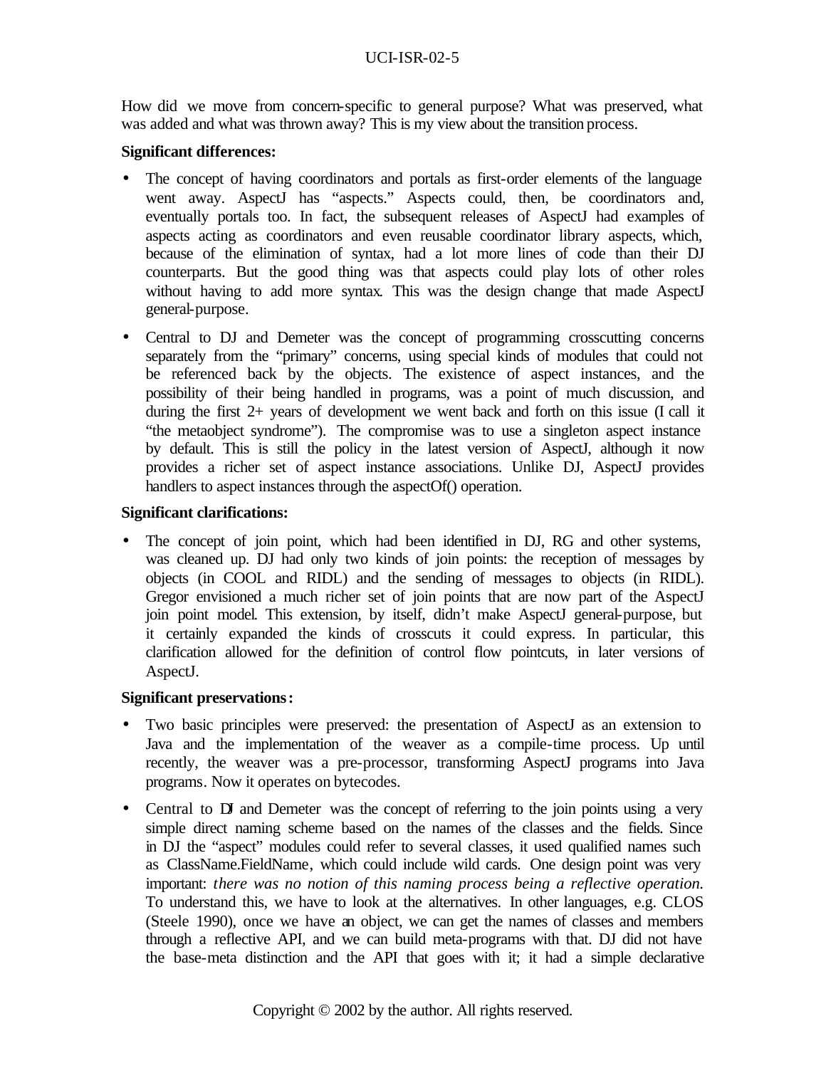How did we move from concern-specific to general purpose? What was preserved, what was added and what was thrown away? This is my view about the transition process.

**Significant differences:**

- The concept of having coordinators and portals as first-order elements of the language went away. AspectJ has "aspects." Aspects could, then, be coordinators and, eventually portals too. In fact, the subsequent releases of AspectJ had examples of aspects acting as coordinators and even reusable coordinator library aspects, which, because of the elimination of syntax, had a lot more lines of code than their DJ counterparts. But the good thing was that aspects could play lots of other roles without having to add more syntax. This was the design change that made AspectJ general-purpose.
- Central to DJ and Demeter was the concept of programming crosscutting concerns separately from the "primary" concerns, using special kinds of modules that could not be referenced back by the objects. The existence of aspect instances, and the possibility of their being handled in programs, was a point of much discussion, and during the first 2+ years of development we went back and forth on this issue (I call it "the metaobject syndrome"). The compromise was to use a singleton aspect instance by default. This is still the policy in the latest version of AspectJ, although it now provides a richer set of aspect instance associations. Unlike DJ, AspectJ provides handlers to aspect instances through the aspectOf() operation.

**Significant clarifications:**

- The concept of join point, which had been identified in DJ, RG and other systems, was cleaned up. DJ had only two kinds of join points: the reception of messages by objects (in COOL and RIDL) and the sending of messages to objects (in RIDL). Gregor envisioned a much richer set of join points that are now part of the AspectJ join point model. This extension, by itself, didn't make AspectJ general-purpose, but it certainly expanded the kinds of crosscuts it could express. In particular, this clarification allowed for the definition of control flow pointcuts, in later versions of AspectJ.

**Significant preservations:**

- Two basic principles were preserved: the presentation of AspectJ as an extension to Java and the implementation of the weaver as a compile-time process. Up until recently, the weaver was a pre-processor, transforming AspectJ programs into Java programs. Now it operates on bytecodes.
- Central to DJ and Demeter was the concept of referring to the join points using a very simple direct naming scheme based on the names of the classes and the fields. Since in DJ the "aspect" modules could refer to several classes, it used qualified names such as ClassName.FieldName, which could include wild cards. One design point was very important: *there was no notion of this naming process being a reflective operation.* To understand this, we have to look at the alternatives. In other languages, e.g. CLOS (Steele 1990), once we have an object, we can get the names of classes and members through a reflective API, and we can build meta-programs with that. DJ did not have the base-meta distinction and the API that goes with it; it had a simple declarative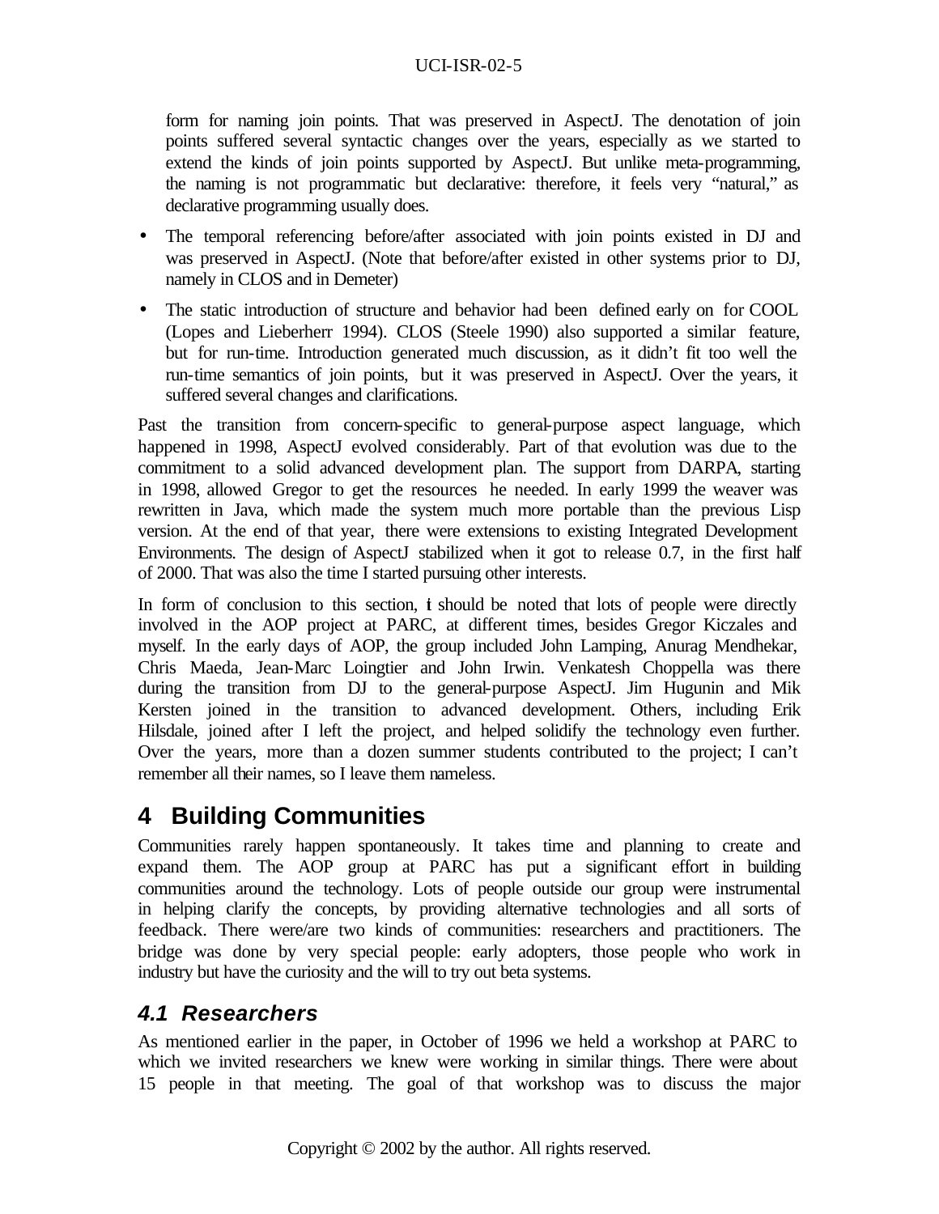form for naming join points. That was preserved in AspectJ. The denotation of join points suffered several syntactic changes over the years, especially as we started to extend the kinds of join points supported by AspectJ. But unlike meta-programming, the naming is not programmatic but declarative: therefore, it feels very "natural," as declarative programming usually does.

- The temporal referencing before/after associated with join points existed in DJ and was preserved in AspectJ. (Note that before/after existed in other systems prior to DJ, namely in CLOS and in Demeter)
- The static introduction of structure and behavior had been defined early on for COOL (Lopes and Lieberherr 1994). CLOS (Steele 1990) also supported a similar feature, but for run-time. Introduction generated much discussion, as it didn't fit too well the run-time semantics of join points, but it was preserved in AspectJ. Over the years, it suffered several changes and clarifications.

Past the transition from concern-specific to general-purpose aspect language, which happened in 1998, AspectJ evolved considerably. Part of that evolution was due to the commitment to a solid advanced development plan. The support from DARPA, starting in 1998, allowed Gregor to get the resources he needed. In early 1999 the weaver was rewritten in Java, which made the system much more portable than the previous Lisp version. At the end of that year, there were extensions to existing Integrated Development Environments. The design of AspectJ stabilized when it got to release 0.7, in the first half of 2000. That was also the time I started pursuing other interests.

In form of conclusion to this section, it should be noted that lots of people were directly involved in the AOP project at PARC, at different times, besides Gregor Kiczales and myself. In the early days of AOP, the group included John Lamping, Anurag Mendhekar, Chris Maeda, Jean-Marc Loingtier and John Irwin. Venkatesh Choppella was there during the transition from DJ to the general-purpose AspectJ. Jim Hugunin and Mik Kersten joined in the transition to advanced development. Others, including Erik Hilsdale, joined after I left the project, and helped solidify the technology even further. Over the years, more than a dozen summer students contributed to the project; I can't remember all their names, so I leave them nameless.

# 4 Building Communities

Communities rarely happen spontaneously. It takes time and planning to create and expand them. The AOP group at PARC has put a significant effort in building communities around the technology. Lots of people outside our group were instrumental in helping clarify the concepts, by providing alternative technologies and all sorts of feedback. There were/are two kinds of communities: researchers and practitioners. The bridge was done by very special people: early adopters, those people who work in industry but have the curiosity and the will to try out beta systems.

## *4.1 Researchers*

As mentioned earlier in the paper, in October of 1996 we held a workshop at PARC to which we invited researchers we knew were working in similar things. There were about 15 people in that meeting. The goal of that workshop was to discuss the major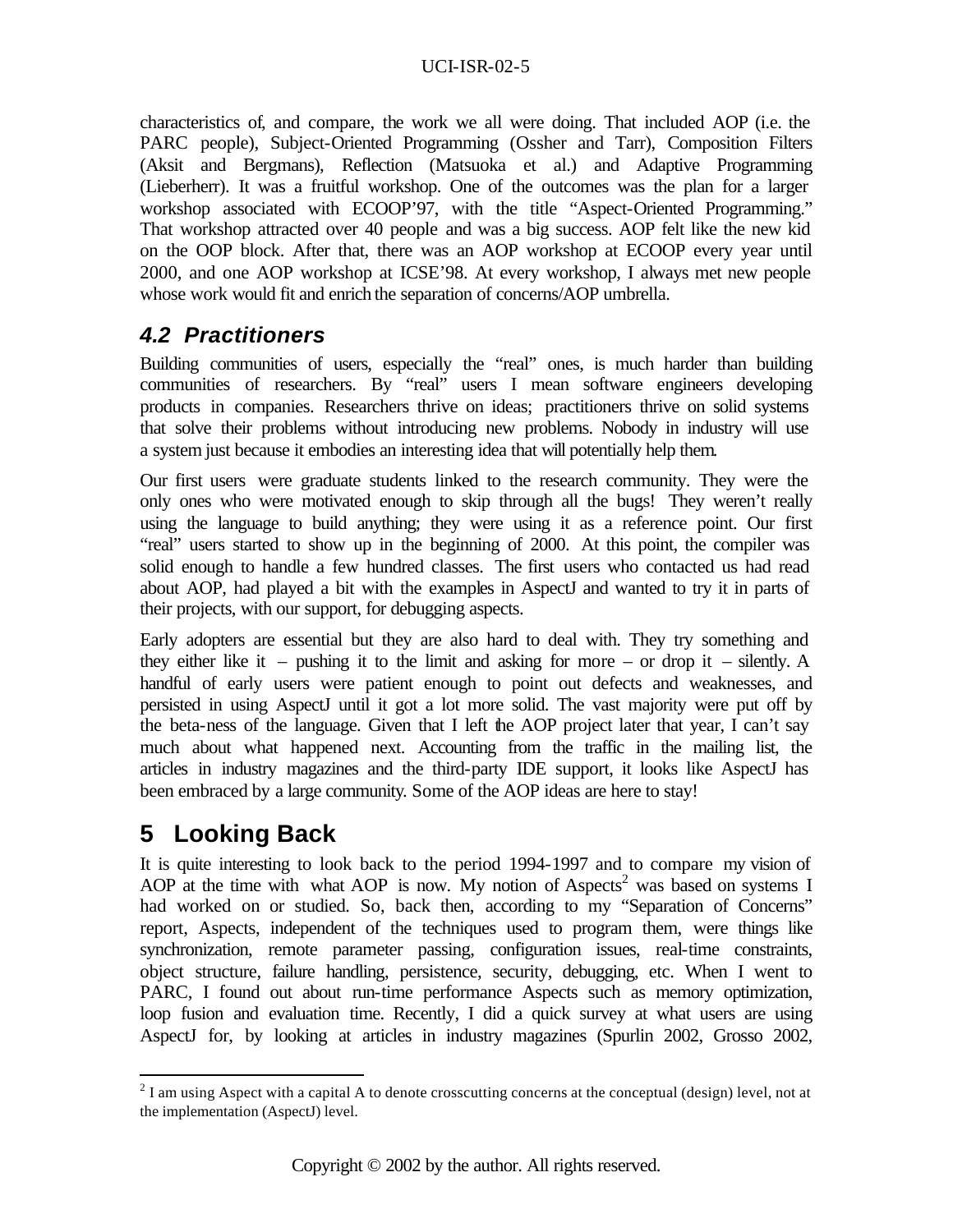characteristics of, and compare, the work we all were doing. That included AOP (i.e. the PARC people), Subject-Oriented Programming (Ossher and Tarr), Composition Filters (Aksit and Bergmans), Reflection (Matsuoka et al.) and Adaptive Programming (Lieberherr). It was a fruitful workshop. One of the outcomes was the plan for a larger workshop associated with ECOOP'97, with the title "Aspect-Oriented Programming." That workshop attracted over 40 people and was a big success. AOP felt like the new kid on the OOP block. After that, there was an AOP workshop at ECOOP every year until 2000, and one AOP workshop at ICSE'98. At every workshop, I always met new people whose work would fit and enrich the separation of concerns/AOP umbrella.

### *4.2 Practitioners*

Building communities of users, especially the "real" ones, is much harder than building communities of researchers. By "real" users I mean software engineers developing products in companies. Researchers thrive on ideas; practitioners thrive on solid systems that solve their problems without introducing new problems. Nobody in industry will use a system just because it embodies an interesting idea that will potentially help them.

Our first users were graduate students linked to the research community. They were the only ones who were motivated enough to skip through all the bugs! They weren't really using the language to build anything; they were using it as a reference point. Our first "real" users started to show up in the beginning of 2000. At this point, the compiler was solid enough to handle a few hundred classes. The first users who contacted us had read about AOP, had played a bit with the examples in AspectJ and wanted to try it in parts of their projects, with our support, for debugging aspects.

Early adopters are essential but they are also hard to deal with. They try something and they either like it – pushing it to the limit and asking for more – or drop it – silently. A handful of early users were patient enough to point out defects and weaknesses, and persisted in using AspectJ until it got a lot more solid. The vast majority were put off by the beta-ness of the language. Given that I left the AOP project later that year, I can't say much about what happened next. Accounting from the traffic in the mailing list, the articles in industry magazines and the third-party IDE support, it looks like AspectJ has been embraced by a large community. Some of the AOP ideas are here to stay!

## 5 Looking Back

It is quite interesting to look back to the period 1994-1997 and to compare my vision of AOP at the time with what AOP is now. My notion of Aspects[2] was based on systems I had worked on or studied. So, back then, according to my "Separation of Concerns" report, Aspects, independent of the techniques used to program them, were things like synchronization, remote parameter passing, configuration issues, real-time constraints, object structure, failure handling, persistence, security, debugging, etc. When I went to PARC, I found out about run-time performance Aspects such as memory optimization, loop fusion and evaluation time. Recently, I did a quick survey at what users are using AspectJ for, by looking at articles in industry magazines (Spurlin 2002, Grosso 2002,

[2] I am using Aspect with a capital A to denote crosscutting concerns at the conceptual (design) level, not at the implementation (AspectJ) level.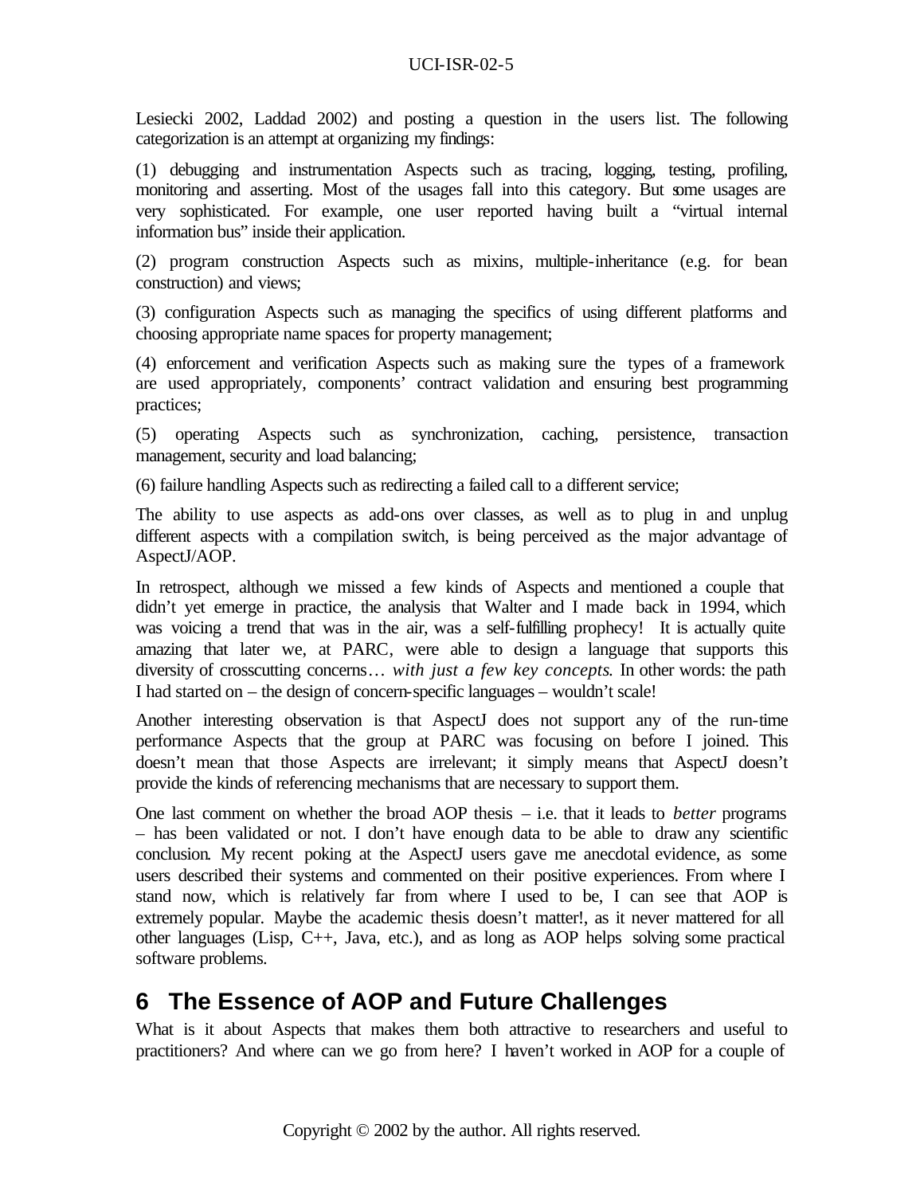Lesiecki 2002, Laddad 2002) and posting a question in the users list. The following categorization is an attempt at organizing my findings:

(1) debugging and instrumentation Aspects such as tracing, logging, testing, profiling, monitoring and asserting. Most of the usages fall into this category. But some usages are very sophisticated. For example, one user reported having built a "virtual internal information bus" inside their application.

(2) program construction Aspects such as mixins, multiple-inheritance (e.g. for bean construction) and views;

(3) configuration Aspects such as managing the specifics of using different platforms and choosing appropriate name spaces for property management;

(4) enforcement and verification Aspects such as making sure the types of a framework are used appropriately, components' contract validation and ensuring best programming practices;

(5) operating Aspects such as synchronization, caching, persistence, transaction management, security and load balancing;

(6) failure handling Aspects such as redirecting a failed call to a different service;

The ability to use aspects as add-ons over classes, as well as to plug in and unplug different aspects with a compilation switch, is being perceived as the major advantage of AspectJ/AOP.

In retrospect, although we missed a few kinds of Aspects and mentioned a couple that didn't yet emerge in practice, the analysis that Walter and I made back in 1994, which was voicing a trend that was in the air, was a self-fulfilling prophecy! It is actually quite amazing that later we, at PARC, were able to design a language that supports this diversity of crosscutting concerns… *with just a few key concepts*. In other words: the path I had started on – the design of concern-specific languages – wouldn't scale!

Another interesting observation is that AspectJ does not support any of the run-time performance Aspects that the group at PARC was focusing on before I joined. This doesn't mean that those Aspects are irrelevant; it simply means that AspectJ doesn't provide the kinds of referencing mechanisms that are necessary to support them.

One last comment on whether the broad AOP thesis – i.e. that it leads to *better* programs – has been validated or not. I don't have enough data to be able to draw any scientific conclusion. My recent poking at the AspectJ users gave me anecdotal evidence, as some users described their systems and commented on their positive experiences. From where I stand now, which is relatively far from where I used to be, I can see that AOP is extremely popular. Maybe the academic thesis doesn't matter!, as it never mattered for all other languages (Lisp, C++, Java, etc.), and as long as AOP helps solving some practical software problems.

## 6 The Essence of AOP and Future Challenges

What is it about Aspects that makes them both attractive to researchers and useful to practitioners? And where can we go from here? I haven't worked in AOP for a couple of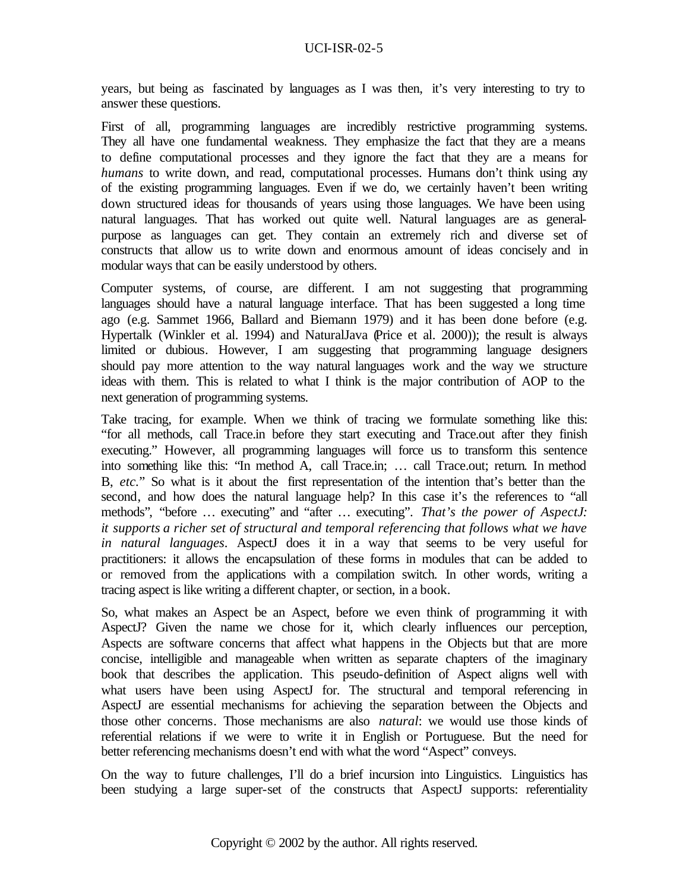years, but being as fascinated by languages as I was then, it's very interesting to try to answer these questions.

First of all, programming languages are incredibly restrictive programming systems. They all have one fundamental weakness. They emphasize the fact that they are a means to define computational processes and they ignore the fact that they are a means for *humans* to write down, and read, computational processes. Humans don't think using any of the existing programming languages. Even if we do, we certainly haven't been writing down structured ideas for thousands of years using those languages. We have been using natural languages. That has worked out quite well. Natural languages are as general-purpose as languages can get. They contain an extremely rich and diverse set of constructs that allow us to write down and enormous amount of ideas concisely and in modular ways that can be easily understood by others.

Computer systems, of course, are different. I am not suggesting that programming languages should have a natural language interface. That has been suggested a long time ago (e.g. Sammet 1966, Ballard and Biemann 1979) and it has been done before (e.g. Hypertalk (Winkler et al. 1994) and NaturalJava (Price et al. 2000)); the result is always limited or dubious. However, I am suggesting that programming language designers should pay more attention to the way natural languages work and the way we structure ideas with them. This is related to what I think is the major contribution of AOP to the next generation of programming systems.

Take tracing, for example. When we think of tracing we formulate something like this: "for all methods, call Trace.in before they start executing and Trace.out after they finish executing." However, all programming languages will force us to transform this sentence into something like this: "In method A, call Trace.in; … call Trace.out; return. In method B, *etc.*" So what is it about the first representation of the intention that's better than the second, and how does the natural language help? In this case it's the references to "all methods", "before … executing" and "after … executing". *That's the power of AspectJ: it supports a richer set of structural and temporal referencing that follows what we have in natural languages*. AspectJ does it in a way that seems to be very useful for practitioners: it allows the encapsulation of these forms in modules that can be added to or removed from the applications with a compilation switch. In other words, writing a tracing aspect is like writing a different chapter, or section, in a book.

So, what makes an Aspect be an Aspect, before we even think of programming it with AspectJ? Given the name we chose for it, which clearly influences our perception, Aspects are software concerns that affect what happens in the Objects but that are more concise, intelligible and manageable when written as separate chapters of the imaginary book that describes the application. This pseudo-definition of Aspect aligns well with what users have been using AspectJ for. The structural and temporal referencing in AspectJ are essential mechanisms for achieving the separation between the Objects and those other concerns. Those mechanisms are also *natural*: we would use those kinds of referential relations if we were to write it in English or Portuguese. But the need for better referencing mechanisms doesn't end with what the word "Aspect" conveys.

On the way to future challenges, I'll do a brief incursion into Linguistics. Linguistics has been studying a large super-set of the constructs that AspectJ supports: referentiality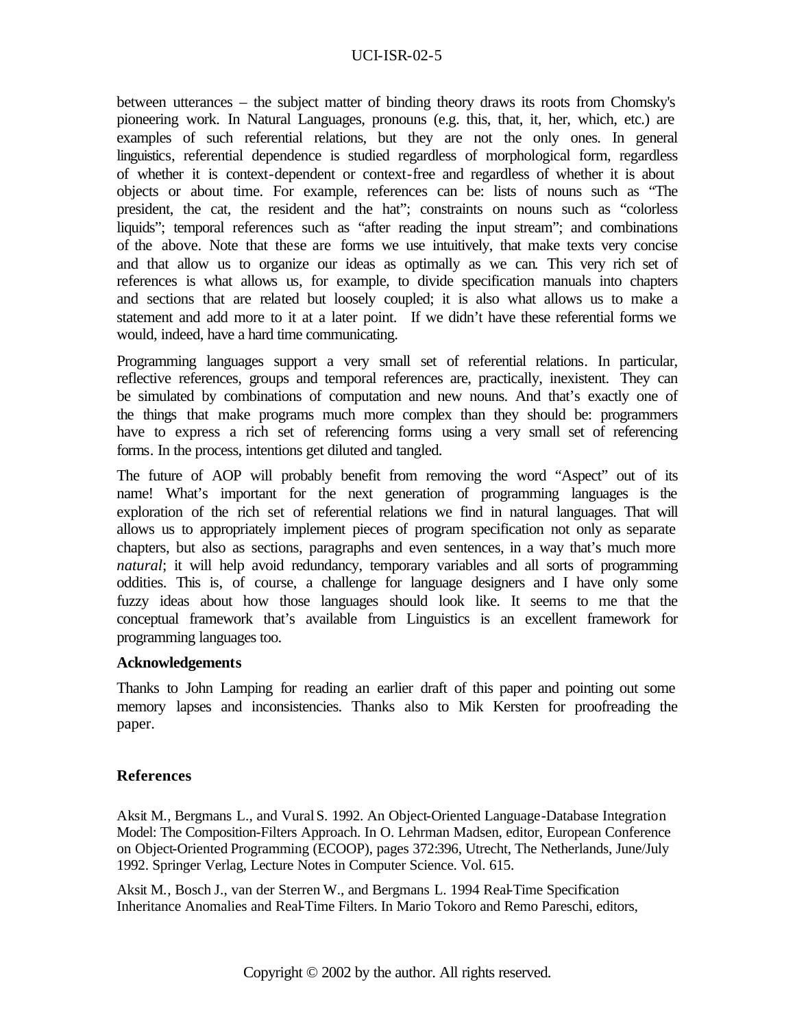between utterances – the subject matter of binding theory draws its roots from Chomsky's pioneering work. In Natural Languages, pronouns (e.g. this, that, it, her, which, etc.) are examples of such referential relations, but they are not the only ones. In general linguistics, referential dependence is studied regardless of morphological form, regardless of whether it is context-dependent or context-free and regardless of whether it is about objects or about time. For example, references can be: lists of nouns such as "The president, the cat, the resident and the hat"; constraints on nouns such as "colorless liquids"; temporal references such as "after reading the input stream"; and combinations of the above. Note that these are forms we use intuitively, that make texts very concise and that allow us to organize our ideas as optimally as we can. This very rich set of references is what allows us, for example, to divide specification manuals into chapters and sections that are related but loosely coupled; it is also what allows us to make a statement and add more to it at a later point. If we didn't have these referential forms we would, indeed, have a hard time communicating.

Programming languages support a very small set of referential relations. In particular, reflective references, groups and temporal references are, practically, inexistent. They can be simulated by combinations of computation and new nouns. And that's exactly one of the things that make programs much more complex than they should be: programmers have to express a rich set of referencing forms using a very small set of referencing forms. In the process, intentions get diluted and tangled.

The future of AOP will probably benefit from removing the word "Aspect" out of its name! What's important for the next generation of programming languages is the exploration of the rich set of referential relations we find in natural languages. That will allows us to appropriately implement pieces of program specification not only as separate chapters, but also as sections, paragraphs and even sentences, in a way that's much more *natural*; it will help avoid redundancy, temporary variables and all sorts of programming oddities. This is, of course, a challenge for language designers and I have only some fuzzy ideas about how those languages should look like. It seems to me that the conceptual framework that's available from Linguistics is an excellent framework for programming languages too.

### Acknowledgements

Thanks to John Lamping for reading an earlier draft of this paper and pointing out some memory lapses and inconsistencies. Thanks also to Mik Kersten for proofreading the paper.

## References

Aksit M., Bergmans L., and Vural S. 1992. An Object-Oriented Language-Database Integration Model: The Composition-Filters Approach. In O. Lehrman Madsen, editor, European Conference on Object-Oriented Programming (ECOOP), pages 372:396, Utrecht, The Netherlands, June/July 1992. Springer Verlag, Lecture Notes in Computer Science. Vol. 615.

Aksit M., Bosch J., van der Sterren W., and Bergmans L. 1994 Real-Time Specification Inheritance Anomalies and Real-Time Filters. In Mario Tokoro and Remo Pareschi, editors,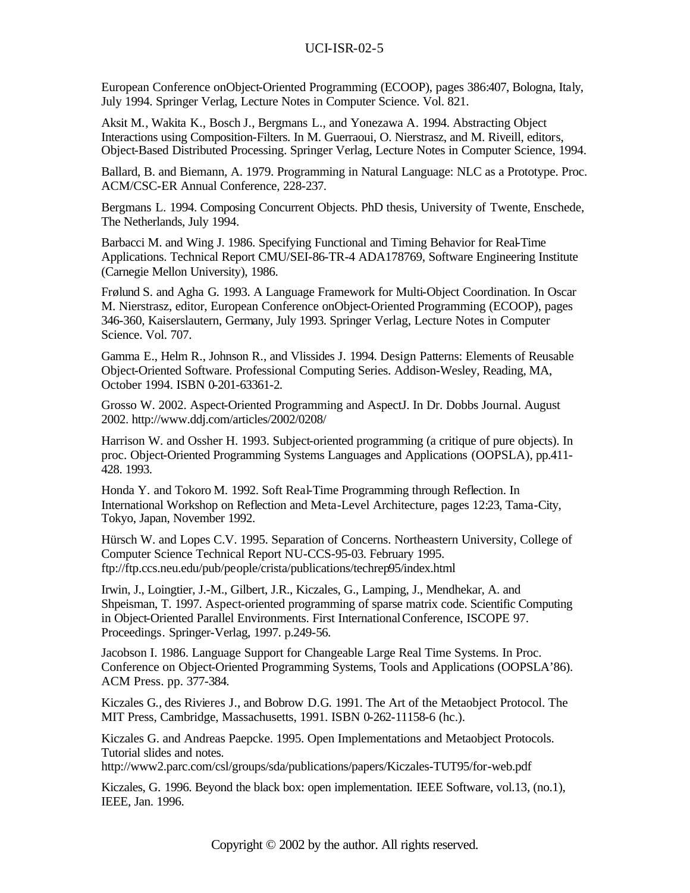European Conference onObject-Oriented Programming (ECOOP), pages 386:407, Bologna, Italy, July 1994. Springer Verlag, Lecture Notes in Computer Science. Vol. 821.

Aksit M., Wakita K., Bosch J., Bergmans L., and Yonezawa A. 1994. Abstracting Object Interactions using Composition-Filters. In M. Guerraoui, O. Nierstrasz, and M. Riveill, editors, Object-Based Distributed Processing. Springer Verlag, Lecture Notes in Computer Science, 1994.

Ballard, B. and Biemann, A. 1979. Programming in Natural Language: NLC as a Prototype. Proc. ACM/CSC-ER Annual Conference, 228-237.

Bergmans L. 1994. Composing Concurrent Objects. PhD thesis, University of Twente, Enschede, The Netherlands, July 1994.

Barbacci M. and Wing J. 1986. Specifying Functional and Timing Behavior for Real-Time Applications. Technical Report CMU/SEI-86-TR-4 ADA178769, Software Engineering Institute (Carnegie Mellon University), 1986.

Frølund S. and Agha G. 1993. A Language Framework for Multi-Object Coordination. In Oscar M. Nierstrasz, editor, European Conference onObject-Oriented Programming (ECOOP), pages 346-360, Kaiserslautern, Germany, July 1993. Springer Verlag, Lecture Notes in Computer Science. Vol. 707.

Gamma E., Helm R., Johnson R., and Vlissides J. 1994. Design Patterns: Elements of Reusable Object-Oriented Software. Professional Computing Series. Addison-Wesley, Reading, MA, October 1994. ISBN 0-201-63361-2.

Grosso W. 2002. Aspect-Oriented Programming and AspectJ. In Dr. Dobbs Journal. August 2002. http://www.ddj.com/articles/2002/0208/

Harrison W. and Ossher H. 1993. Subject-oriented programming (a critique of pure objects). In proc. Object-Oriented Programming Systems Languages and Applications (OOPSLA), pp.411-428. 1993.

Honda Y. and Tokoro M. 1992. Soft Real-Time Programming through Reflection. In International Workshop on Reflection and Meta-Level Architecture, pages 12:23, Tama-City, Tokyo, Japan, November 1992.

Hürsch W. and Lopes C.V. 1995. Separation of Concerns. Northeastern University, College of Computer Science Technical Report NU-CCS-95-03. February 1995. ftp://ftp.ccs.neu.edu/pub/people/crista/publications/techrep95/index.html

Irwin, J., Loingtier, J.-M., Gilbert, J.R., Kiczales, G., Lamping, J., Mendhekar, A. and Shpeisman, T. 1997. Aspect-oriented programming of sparse matrix code. Scientific Computing in Object-Oriented Parallel Environments. First International Conference, ISCOPE 97. Proceedings. Springer-Verlag, 1997. p.249-56.

Jacobson I. 1986. Language Support for Changeable Large Real Time Systems. In Proc. Conference on Object-Oriented Programming Systems, Tools and Applications (OOPSLA'86). ACM Press. pp. 377-384.

Kiczales G., des Rivieres J., and Bobrow D.G. 1991. The Art of the Metaobject Protocol. The MIT Press, Cambridge, Massachusetts, 1991. ISBN 0-262-11158-6 (hc.).

Kiczales G. and Andreas Paepcke. 1995. Open Implementations and Metaobject Protocols. Tutorial slides and notes. http://www2.parc.com/csl/groups/sda/publications/papers/Kiczales-TUT95/for-web.pdf

Kiczales, G. 1996. Beyond the black box: open implementation. IEEE Software, vol.13, (no.1), IEEE, Jan. 1996.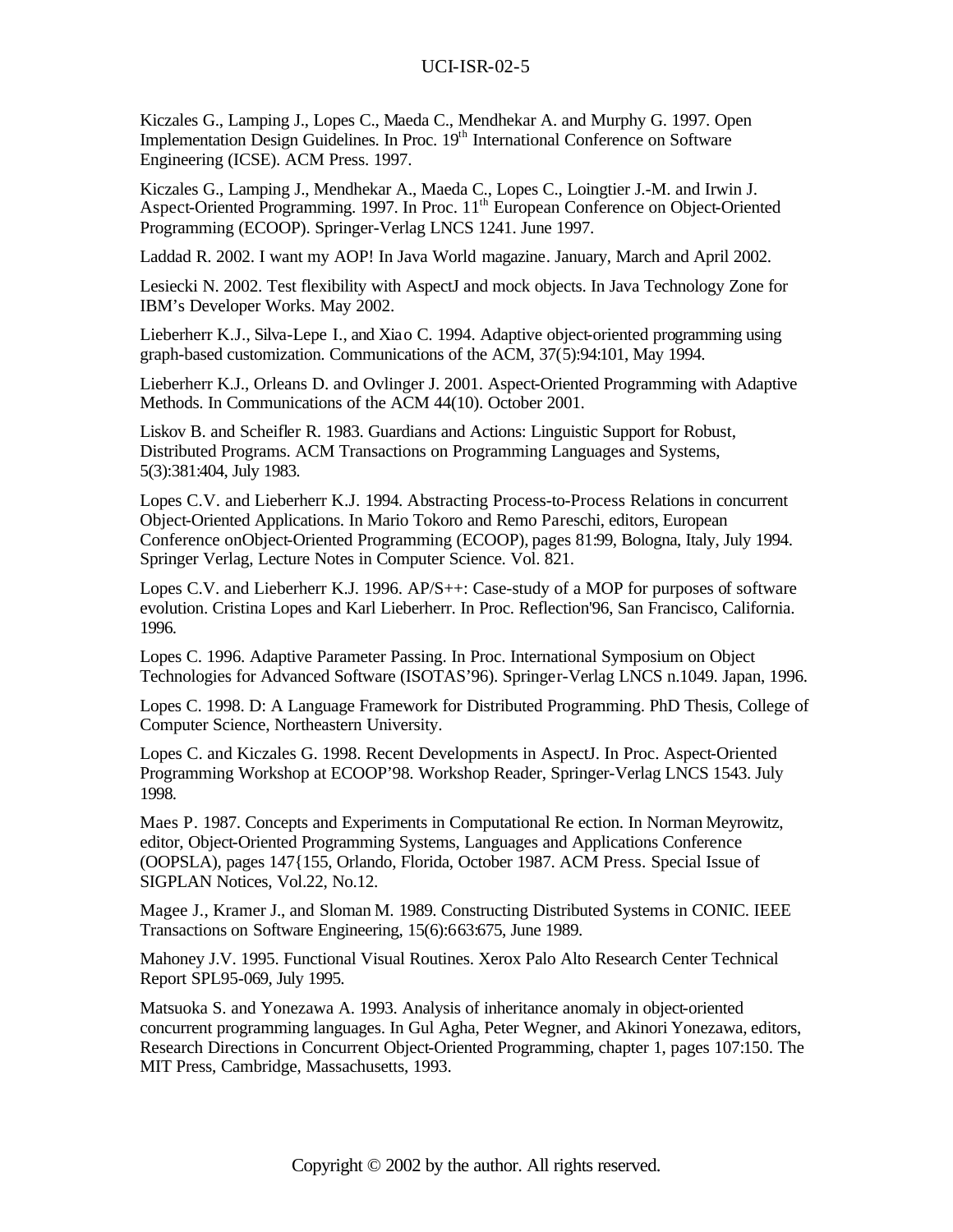Kiczales G., Lamping J., Lopes C., Maeda C., Mendhekar A. and Murphy G. 1997. Open Implementation Design Guidelines. In Proc. 19th International Conference on Software Engineering (ICSE). ACM Press. 1997.

Kiczales G., Lamping J., Mendhekar A., Maeda C., Lopes C., Loingtier J.-M. and Irwin J. Aspect-Oriented Programming. 1997. In Proc. 11th European Conference on Object-Oriented Programming (ECOOP). Springer-Verlag LNCS 1241. June 1997.

Laddad R. 2002. I want my AOP! In Java World magazine. January, March and April 2002.

Lesiecki N. 2002. Test flexibility with AspectJ and mock objects. In Java Technology Zone for IBM's Developer Works. May 2002.

Lieberherr K.J., Silva-Lepe I., and Xiao C. 1994. Adaptive object-oriented programming using graph-based customization. Communications of the ACM, 37(5):94:101, May 1994.

Lieberherr K.J., Orleans D. and Ovlinger J. 2001. Aspect-Oriented Programming with Adaptive Methods. In Communications of the ACM 44(10). October 2001.

Liskov B. and Scheifler R. 1983. Guardians and Actions: Linguistic Support for Robust, Distributed Programs. ACM Transactions on Programming Languages and Systems, 5(3):381:404, July 1983.

Lopes C.V. and Lieberherr K.J. 1994. Abstracting Process-to-Process Relations in concurrent Object-Oriented Applications. In Mario Tokoro and Remo Pareschi, editors, European Conference onObject-Oriented Programming (ECOOP), pages 81:99, Bologna, Italy, July 1994. Springer Verlag, Lecture Notes in Computer Science. Vol. 821.

Lopes C.V. and Lieberherr K.J. 1996. AP/S++: Case-study of a MOP for purposes of software evolution. Cristina Lopes and Karl Lieberherr. In Proc. Reflection'96, San Francisco, California. 1996.

Lopes C. 1996. Adaptive Parameter Passing. In Proc. International Symposium on Object Technologies for Advanced Software (ISOTAS'96). Springer-Verlag LNCS n.1049. Japan, 1996.

Lopes C. 1998. D: A Language Framework for Distributed Programming. PhD Thesis, College of Computer Science, Northeastern University.

Lopes C. and Kiczales G. 1998. Recent Developments in AspectJ. In Proc. Aspect-Oriented Programming Workshop at ECOOP'98. Workshop Reader, Springer-Verlag LNCS 1543. July 1998.

Maes P. 1987. Concepts and Experiments in Computational Re ection. In Norman Meyrowitz, editor, Object-Oriented Programming Systems, Languages and Applications Conference (OOPSLA), pages 147{155, Orlando, Florida, October 1987. ACM Press. Special Issue of SIGPLAN Notices, Vol.22, No.12.

Magee J., Kramer J., and Sloman M. 1989. Constructing Distributed Systems in CONIC. IEEE Transactions on Software Engineering, 15(6):663:675, June 1989.

Mahoney J.V. 1995. Functional Visual Routines. Xerox Palo Alto Research Center Technical Report SPL95-069, July 1995.

Matsuoka S. and Yonezawa A. 1993. Analysis of inheritance anomaly in object-oriented concurrent programming languages. In Gul Agha, Peter Wegner, and Akinori Yonezawa, editors, Research Directions in Concurrent Object-Oriented Programming, chapter 1, pages 107:150. The MIT Press, Cambridge, Massachusetts, 1993.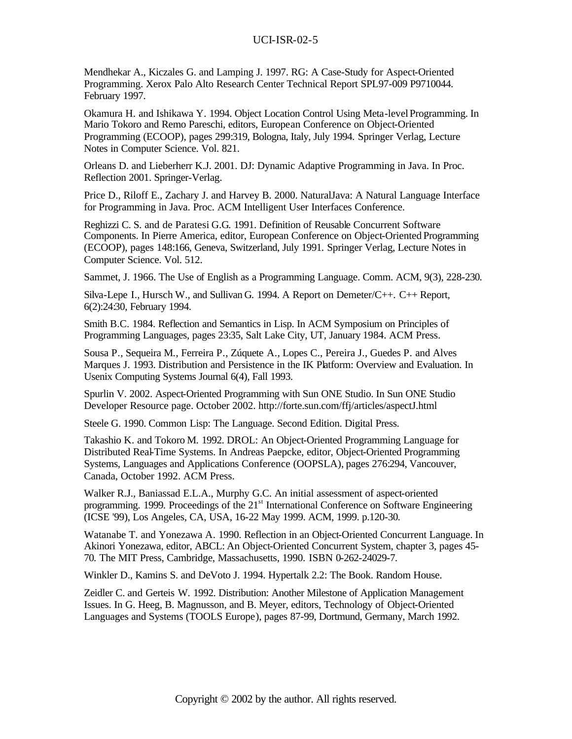Mendhekar A., Kiczales G. and Lamping J. 1997. RG: A Case-Study for Aspect-Oriented Programming. Xerox Palo Alto Research Center Technical Report SPL97-009 P9710044. February 1997.

Okamura H. and Ishikawa Y. 1994. Object Location Control Using Meta-level Programming. In Mario Tokoro and Remo Pareschi, editors, European Conference on Object-Oriented Programming (ECOOP), pages 299:319, Bologna, Italy, July 1994. Springer Verlag, Lecture Notes in Computer Science. Vol. 821.

Orleans D. and Lieberherr K.J. 2001. DJ: Dynamic Adaptive Programming in Java. In Proc. Reflection 2001. Springer-Verlag.

Price D., Riloff E., Zachary J. and Harvey B. 2000. NaturalJava: A Natural Language Interface for Programming in Java. Proc. ACM Intelligent User Interfaces Conference.

Reghizzi C. S. and de Paratesi G.G. 1991. Definition of Reusable Concurrent Software Components. In Pierre America, editor, European Conference on Object-Oriented Programming (ECOOP), pages 148:166, Geneva, Switzerland, July 1991. Springer Verlag, Lecture Notes in Computer Science. Vol. 512.

Sammet, J. 1966. The Use of English as a Programming Language. Comm. ACM, 9(3), 228-230.

Silva-Lepe I., Hursch W., and Sullivan G. 1994. A Report on Demeter/C++. C++ Report, 6(2):24:30, February 1994.

Smith B.C. 1984. Reflection and Semantics in Lisp. In ACM Symposium on Principles of Programming Languages, pages 23:35, Salt Lake City, UT, January 1984. ACM Press.

Sousa P., Sequeira M., Ferreira P., Zúquete A., Lopes C., Pereira J., Guedes P. and Alves Marques J. 1993. Distribution and Persistence in the IK Platform: Overview and Evaluation. In Usenix Computing Systems Journal 6(4), Fall 1993.

Spurlin V. 2002. Aspect-Oriented Programming with Sun ONE Studio. In Sun ONE Studio Developer Resource page. October 2002. http://forte.sun.com/ffj/articles/aspectJ.html

Steele G. 1990. Common Lisp: The Language. Second Edition. Digital Press.

Takashio K. and Tokoro M. 1992. DROL: An Object-Oriented Programming Language for Distributed Real-Time Systems. In Andreas Paepcke, editor, Object-Oriented Programming Systems, Languages and Applications Conference (OOPSLA), pages 276:294, Vancouver, Canada, October 1992. ACM Press.

Walker R.J., Baniassad E.L.A., Murphy G.C. An initial assessment of aspect-oriented programming. 1999. Proceedings of the 21st International Conference on Software Engineering (ICSE '99), Los Angeles, CA, USA, 16-22 May 1999. ACM, 1999. p.120-30.

Watanabe T. and Yonezawa A. 1990. Reflection in an Object-Oriented Concurrent Language. In Akinori Yonezawa, editor, ABCL: An Object-Oriented Concurrent System, chapter 3, pages 45-70. The MIT Press, Cambridge, Massachusetts, 1990. ISBN 0-262-24029-7.

Winkler D., Kamins S. and DeVoto J. 1994. Hypertalk 2.2: The Book. Random House.

Zeidler C. and Gerteis W. 1992. Distribution: Another Milestone of Application Management Issues. In G. Heeg, B. Magnusson, and B. Meyer, editors, Technology of Object-Oriented Languages and Systems (TOOLS Europe), pages 87-99, Dortmund, Germany, March 1992.